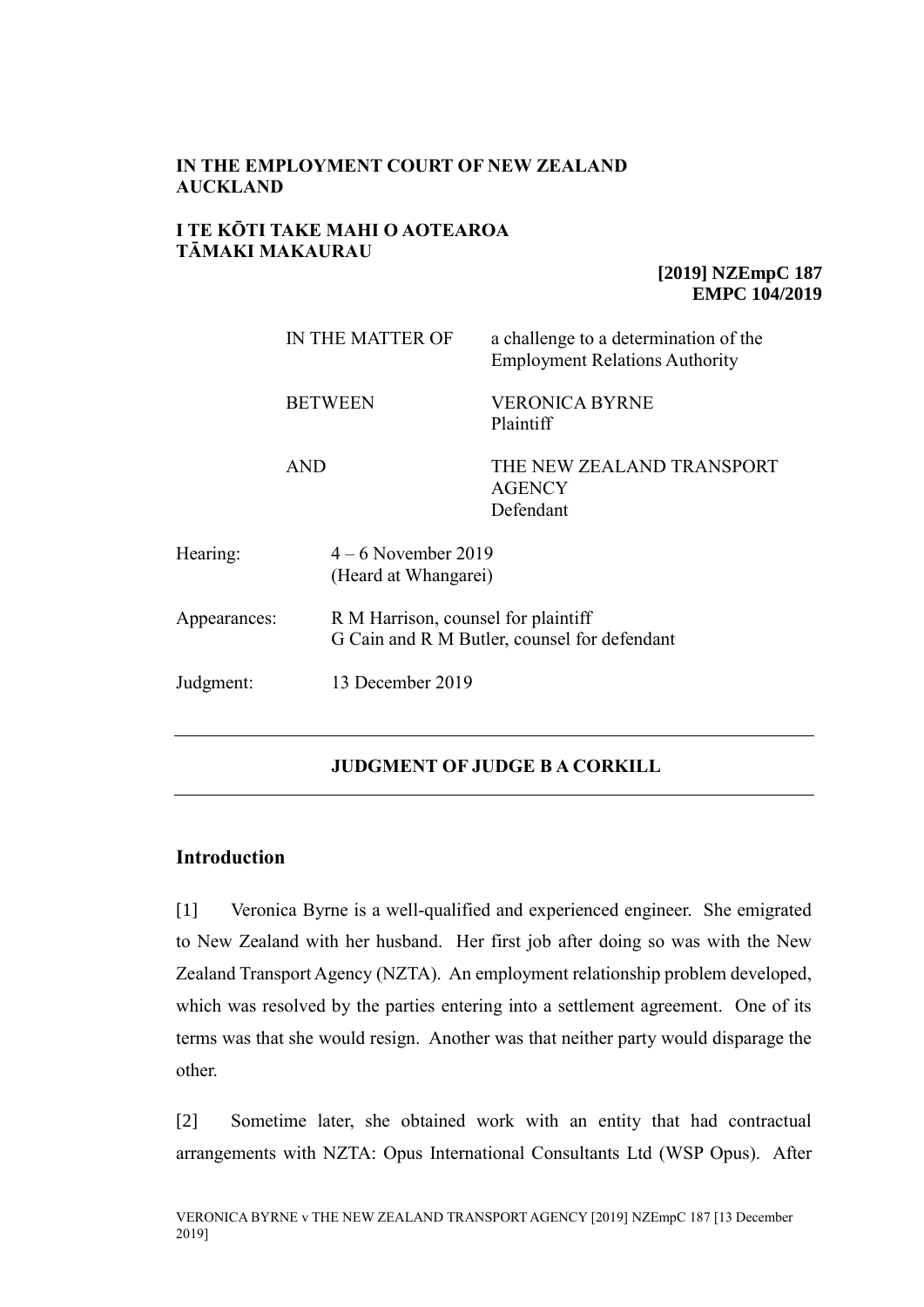**IN THE EMPLOYMENT COURT OF NEW ZEALAND AUCKLAND**

**I TE KŌTI TAKE MAHI O AOTEAROA TĀMAKI MAKAURAU**

**[2019] NZEmpC 187**
**EMPC 104/2019**

| | |
|---|---|
| IN THE MATTER OF | a challenge to a determination of the Employment Relations Authority |
| BETWEEN | VERONICA BYRNE<br>Plaintiff |
| AND | THE NEW ZEALAND TRANSPORT AGENCY<br>Defendant |

| | |
|---|---|
| Hearing: | 4 – 6 November 2019<br>(Heard at Whangarei) |
| Appearances: | R M Harrison, counsel for plaintiff<br>G Cain and R M Butler, counsel for defendant |
| Judgment: | 13 December 2019 |

---

**JUDGMENT OF JUDGE B A CORKILL**

---

## Introduction

[1] Veronica Byrne is a well-qualified and experienced engineer. She emigrated to New Zealand with her husband. Her first job after doing so was with the New Zealand Transport Agency (NZTA). An employment relationship problem developed, which was resolved by the parties entering into a settlement agreement. One of its terms was that she would resign. Another was that neither party would disparage the other.

[2] Sometime later, she obtained work with an entity that had contractual arrangements with NZTA: Opus International Consultants Ltd (WSP Opus). After

VERONICA BYRNE v THE NEW ZEALAND TRANSPORT AGENCY [2019] NZEmpC 187 [13 December 2019]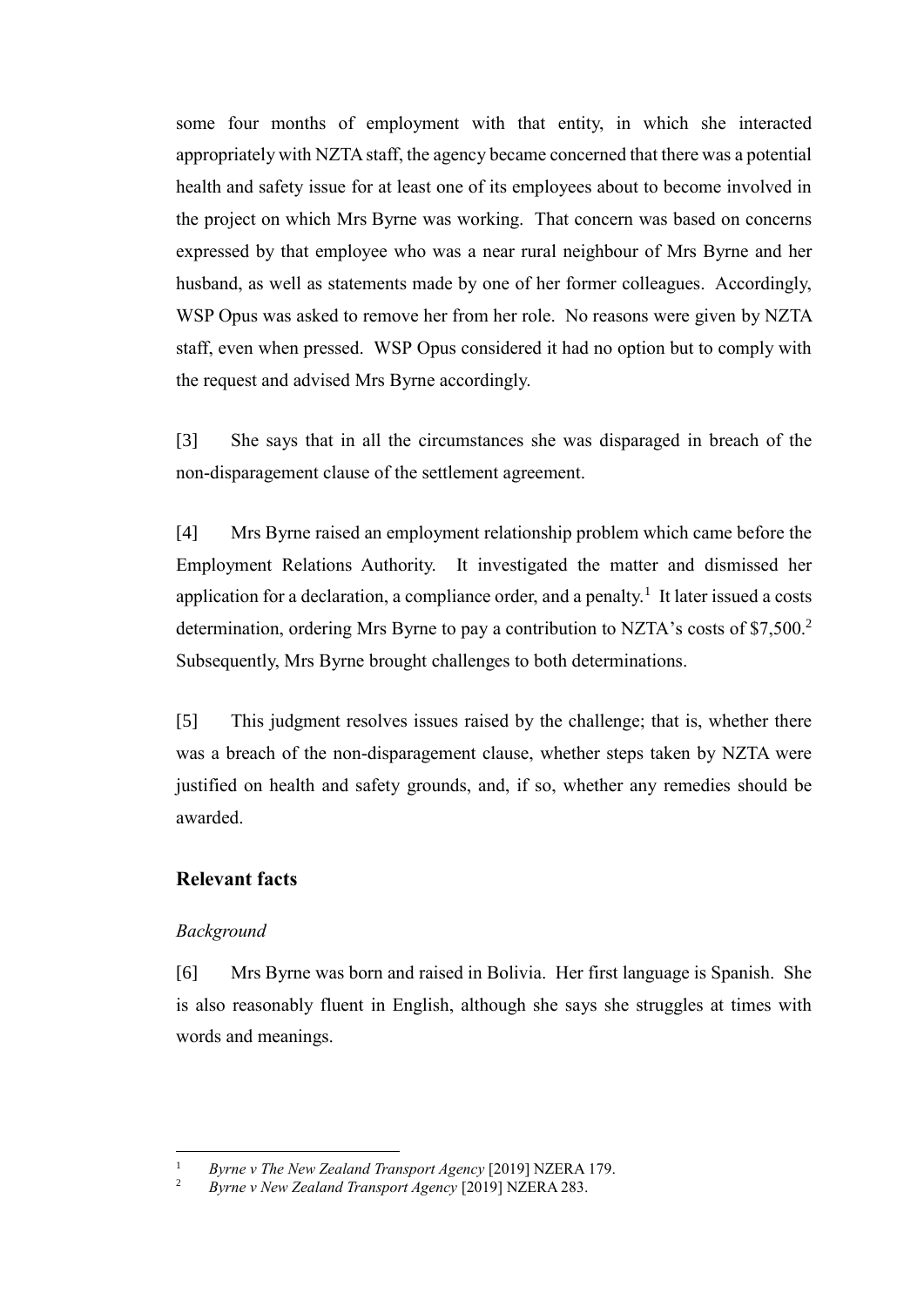some four months of employment with that entity, in which she interacted appropriately with NZTA staff, the agency became concerned that there was a potential health and safety issue for at least one of its employees about to become involved in the project on which Mrs Byrne was working. That concern was based on concerns expressed by that employee who was a near rural neighbour of Mrs Byrne and her husband, as well as statements made by one of her former colleagues. Accordingly, WSP Opus was asked to remove her from her role. No reasons were given by NZTA staff, even when pressed. WSP Opus considered it had no option but to comply with the request and advised Mrs Byrne accordingly.

[3] She says that in all the circumstances she was disparaged in breach of the non-disparagement clause of the settlement agreement.

[4] Mrs Byrne raised an employment relationship problem which came before the Employment Relations Authority. It investigated the matter and dismissed her application for a declaration, a compliance order, and a penalty.[1] It later issued a costs determination, ordering Mrs Byrne to pay a contribution to NZTA's costs of $7,500.[2] Subsequently, Mrs Byrne brought challenges to both determinations.

[5] This judgment resolves issues raised by the challenge; that is, whether there was a breach of the non-disparagement clause, whether steps taken by NZTA were justified on health and safety grounds, and, if so, whether any remedies should be awarded.

## Relevant facts

### *Background*

[6] Mrs Byrne was born and raised in Bolivia. Her first language is Spanish. She is also reasonably fluent in English, although she says she struggles at times with words and meanings.

---

[1] *Byrne v The New Zealand Transport Agency* [2019] NZERA 179.

[2] *Byrne v New Zealand Transport Agency* [2019] NZERA 283.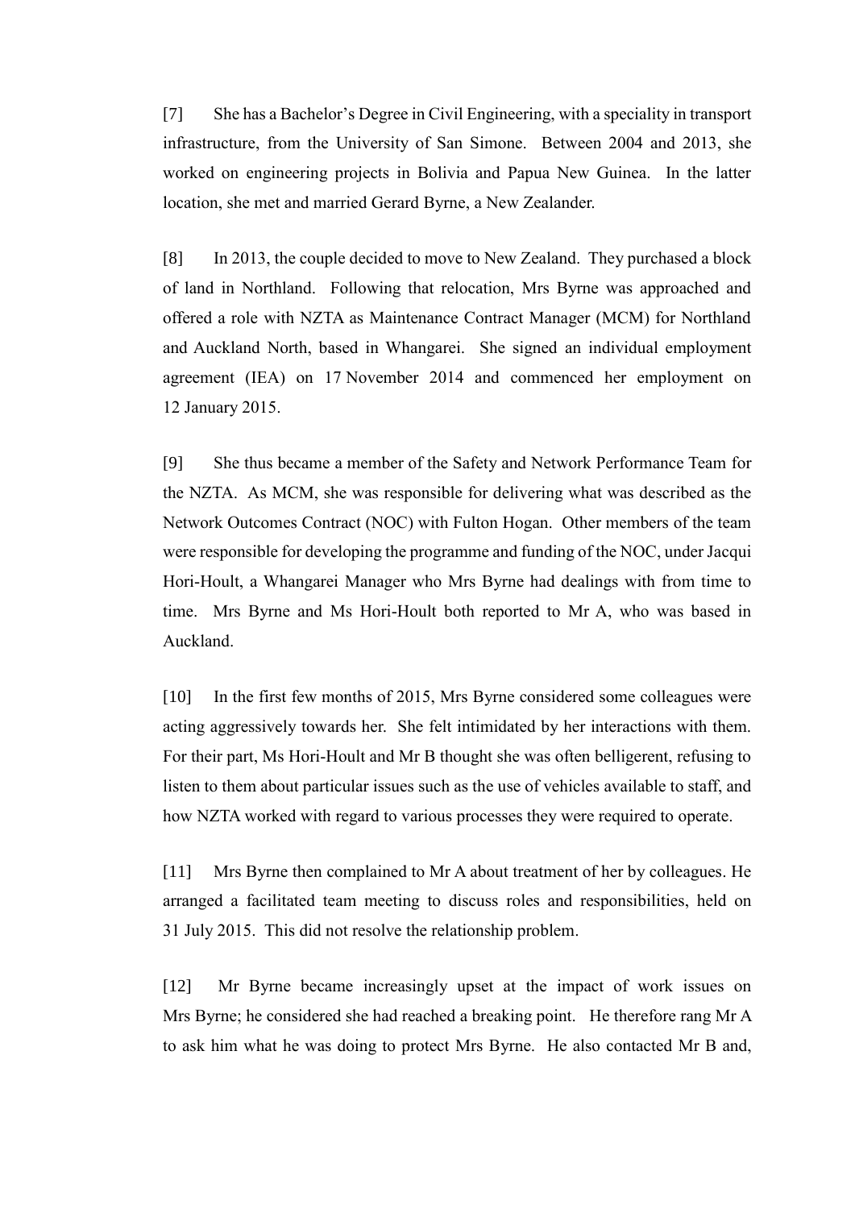[7] She has a Bachelor's Degree in Civil Engineering, with a speciality in transport infrastructure, from the University of San Simone. Between 2004 and 2013, she worked on engineering projects in Bolivia and Papua New Guinea. In the latter location, she met and married Gerard Byrne, a New Zealander.

[8] In 2013, the couple decided to move to New Zealand. They purchased a block of land in Northland. Following that relocation, Mrs Byrne was approached and offered a role with NZTA as Maintenance Contract Manager (MCM) for Northland and Auckland North, based in Whangarei. She signed an individual employment agreement (IEA) on 17 November 2014 and commenced her employment on 12 January 2015.

[9] She thus became a member of the Safety and Network Performance Team for the NZTA. As MCM, she was responsible for delivering what was described as the Network Outcomes Contract (NOC) with Fulton Hogan. Other members of the team were responsible for developing the programme and funding of the NOC, under Jacqui Hori-Hoult, a Whangarei Manager who Mrs Byrne had dealings with from time to time. Mrs Byrne and Ms Hori-Hoult both reported to Mr A, who was based in Auckland.

[10] In the first few months of 2015, Mrs Byrne considered some colleagues were acting aggressively towards her. She felt intimidated by her interactions with them. For their part, Ms Hori-Hoult and Mr B thought she was often belligerent, refusing to listen to them about particular issues such as the use of vehicles available to staff, and how NZTA worked with regard to various processes they were required to operate.

[11] Mrs Byrne then complained to Mr A about treatment of her by colleagues. He arranged a facilitated team meeting to discuss roles and responsibilities, held on 31 July 2015. This did not resolve the relationship problem.

[12] Mr Byrne became increasingly upset at the impact of work issues on Mrs Byrne; he considered she had reached a breaking point. He therefore rang Mr A to ask him what he was doing to protect Mrs Byrne. He also contacted Mr B and,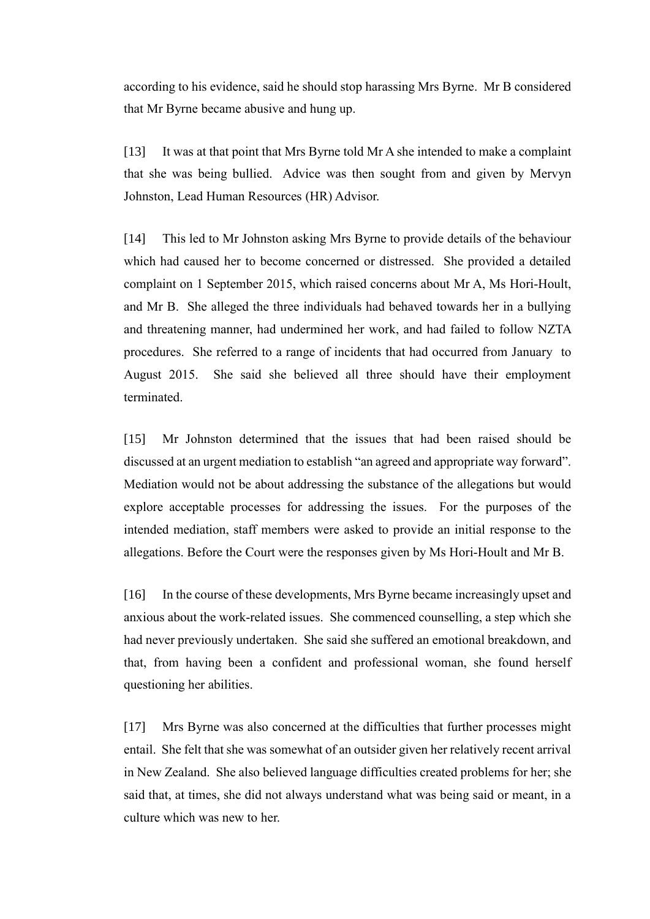according to his evidence, said he should stop harassing Mrs Byrne. Mr B considered that Mr Byrne became abusive and hung up.

[13] It was at that point that Mrs Byrne told Mr A she intended to make a complaint that she was being bullied. Advice was then sought from and given by Mervyn Johnston, Lead Human Resources (HR) Advisor.

[14] This led to Mr Johnston asking Mrs Byrne to provide details of the behaviour which had caused her to become concerned or distressed. She provided a detailed complaint on 1 September 2015, which raised concerns about Mr A, Ms Hori-Hoult, and Mr B. She alleged the three individuals had behaved towards her in a bullying and threatening manner, had undermined her work, and had failed to follow NZTA procedures. She referred to a range of incidents that had occurred from January to August 2015. She said she believed all three should have their employment terminated.

[15] Mr Johnston determined that the issues that had been raised should be discussed at an urgent mediation to establish "an agreed and appropriate way forward". Mediation would not be about addressing the substance of the allegations but would explore acceptable processes for addressing the issues. For the purposes of the intended mediation, staff members were asked to provide an initial response to the allegations. Before the Court were the responses given by Ms Hori-Hoult and Mr B.

[16] In the course of these developments, Mrs Byrne became increasingly upset and anxious about the work-related issues. She commenced counselling, a step which she had never previously undertaken. She said she suffered an emotional breakdown, and that, from having been a confident and professional woman, she found herself questioning her abilities.

[17] Mrs Byrne was also concerned at the difficulties that further processes might entail. She felt that she was somewhat of an outsider given her relatively recent arrival in New Zealand. She also believed language difficulties created problems for her; she said that, at times, she did not always understand what was being said or meant, in a culture which was new to her.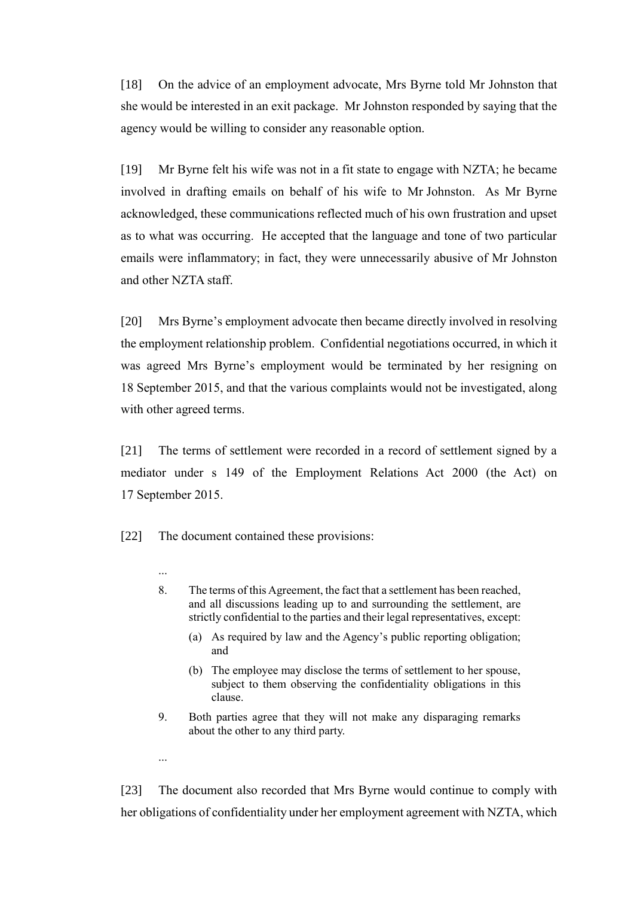[18] On the advice of an employment advocate, Mrs Byrne told Mr Johnston that she would be interested in an exit package. Mr Johnston responded by saying that the agency would be willing to consider any reasonable option.

[19] Mr Byrne felt his wife was not in a fit state to engage with NZTA; he became involved in drafting emails on behalf of his wife to Mr Johnston. As Mr Byrne acknowledged, these communications reflected much of his own frustration and upset as to what was occurring. He accepted that the language and tone of two particular emails were inflammatory; in fact, they were unnecessarily abusive of Mr Johnston and other NZTA staff.

[20] Mrs Byrne's employment advocate then became directly involved in resolving the employment relationship problem. Confidential negotiations occurred, in which it was agreed Mrs Byrne's employment would be terminated by her resigning on 18 September 2015, and that the various complaints would not be investigated, along with other agreed terms.

[21] The terms of settlement were recorded in a record of settlement signed by a mediator under s 149 of the Employment Relations Act 2000 (the Act) on 17 September 2015.

[22] The document contained these provisions:

> ...
>
> 8. The terms of this Agreement, the fact that a settlement has been reached, and all discussions leading up to and surrounding the settlement, are strictly confidential to the parties and their legal representatives, except:
>
>    (a) As required by law and the Agency's public reporting obligation; and
>
>    (b) The employee may disclose the terms of settlement to her spouse, subject to them observing the confidentiality obligations in this clause.
>
> 9. Both parties agree that they will not make any disparaging remarks about the other to any third party.
>
> ...

[23] The document also recorded that Mrs Byrne would continue to comply with her obligations of confidentiality under her employment agreement with NZTA, which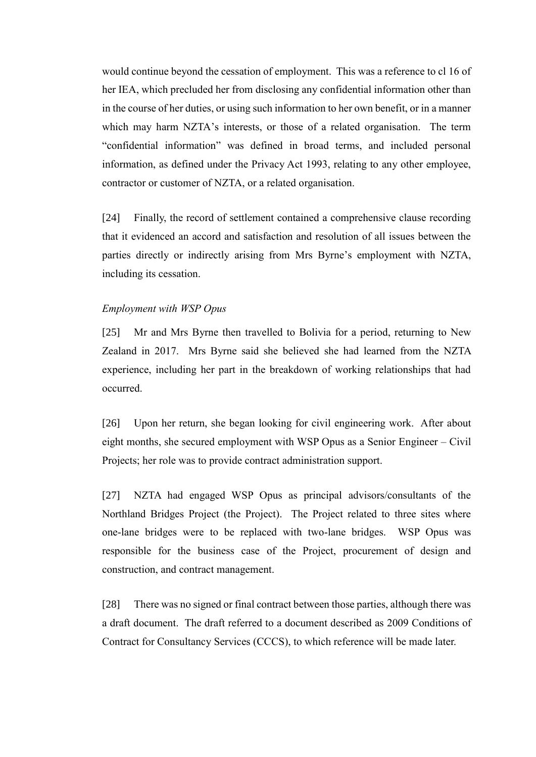would continue beyond the cessation of employment. This was a reference to cl 16 of her IEA, which precluded her from disclosing any confidential information other than in the course of her duties, or using such information to her own benefit, or in a manner which may harm NZTA's interests, or those of a related organisation. The term "confidential information" was defined in broad terms, and included personal information, as defined under the Privacy Act 1993, relating to any other employee, contractor or customer of NZTA, or a related organisation.

[24] Finally, the record of settlement contained a comprehensive clause recording that it evidenced an accord and satisfaction and resolution of all issues between the parties directly or indirectly arising from Mrs Byrne's employment with NZTA, including its cessation.

*Employment with WSP Opus*

[25] Mr and Mrs Byrne then travelled to Bolivia for a period, returning to New Zealand in 2017. Mrs Byrne said she believed she had learned from the NZTA experience, including her part in the breakdown of working relationships that had occurred.

[26] Upon her return, she began looking for civil engineering work. After about eight months, she secured employment with WSP Opus as a Senior Engineer – Civil Projects; her role was to provide contract administration support.

[27] NZTA had engaged WSP Opus as principal advisors/consultants of the Northland Bridges Project (the Project). The Project related to three sites where one-lane bridges were to be replaced with two-lane bridges. WSP Opus was responsible for the business case of the Project, procurement of design and construction, and contract management.

[28] There was no signed or final contract between those parties, although there was a draft document. The draft referred to a document described as 2009 Conditions of Contract for Consultancy Services (CCCS), to which reference will be made later.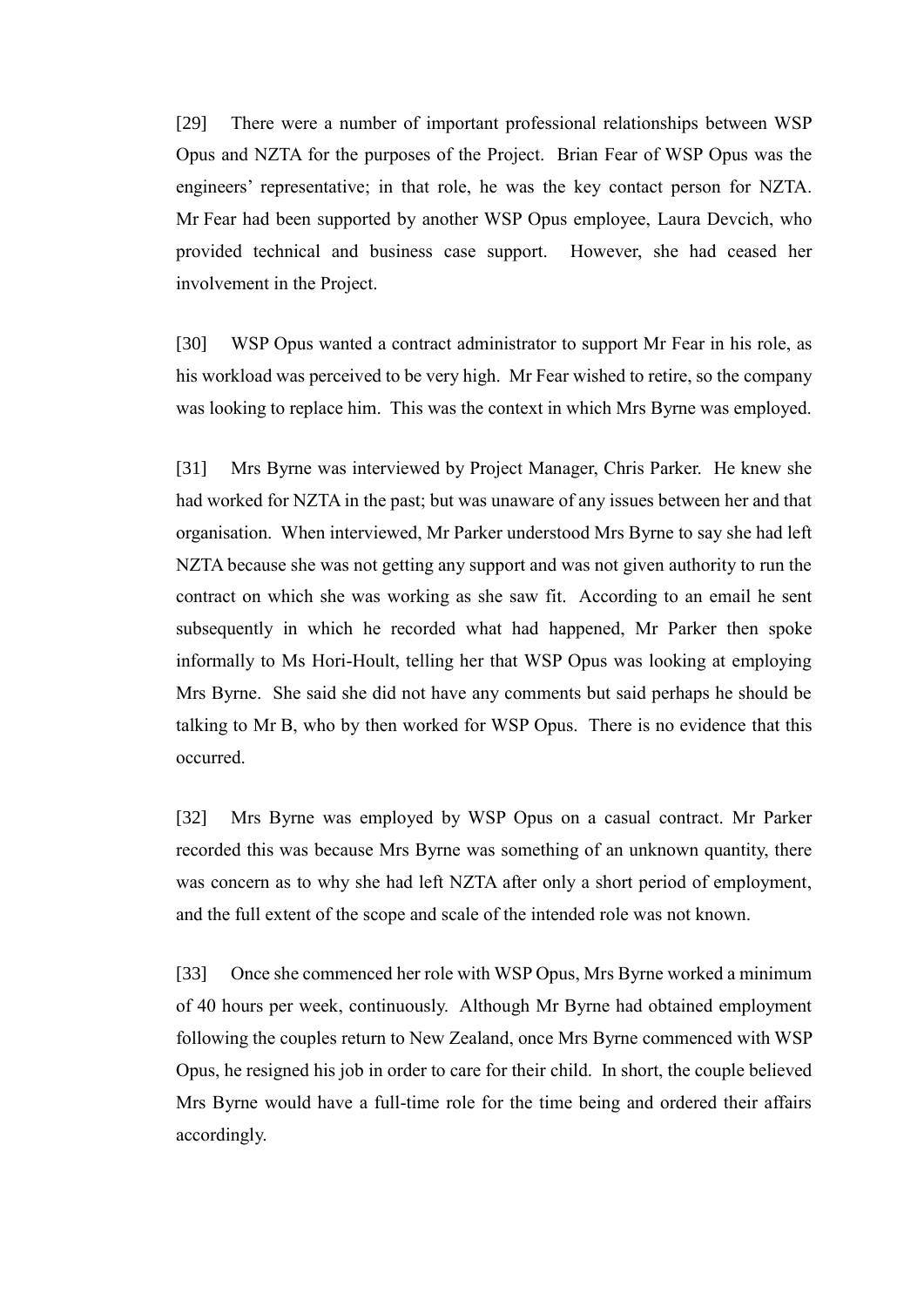[29] There were a number of important professional relationships between WSP Opus and NZTA for the purposes of the Project. Brian Fear of WSP Opus was the engineers' representative; in that role, he was the key contact person for NZTA. Mr Fear had been supported by another WSP Opus employee, Laura Devcich, who provided technical and business case support. However, she had ceased her involvement in the Project.

[30] WSP Opus wanted a contract administrator to support Mr Fear in his role, as his workload was perceived to be very high. Mr Fear wished to retire, so the company was looking to replace him. This was the context in which Mrs Byrne was employed.

[31] Mrs Byrne was interviewed by Project Manager, Chris Parker. He knew she had worked for NZTA in the past; but was unaware of any issues between her and that organisation. When interviewed, Mr Parker understood Mrs Byrne to say she had left NZTA because she was not getting any support and was not given authority to run the contract on which she was working as she saw fit. According to an email he sent subsequently in which he recorded what had happened, Mr Parker then spoke informally to Ms Hori-Hoult, telling her that WSP Opus was looking at employing Mrs Byrne. She said she did not have any comments but said perhaps he should be talking to Mr B, who by then worked for WSP Opus. There is no evidence that this occurred.

[32] Mrs Byrne was employed by WSP Opus on a casual contract. Mr Parker recorded this was because Mrs Byrne was something of an unknown quantity, there was concern as to why she had left NZTA after only a short period of employment, and the full extent of the scope and scale of the intended role was not known.

[33] Once she commenced her role with WSP Opus, Mrs Byrne worked a minimum of 40 hours per week, continuously. Although Mr Byrne had obtained employment following the couples return to New Zealand, once Mrs Byrne commenced with WSP Opus, he resigned his job in order to care for their child. In short, the couple believed Mrs Byrne would have a full-time role for the time being and ordered their affairs accordingly.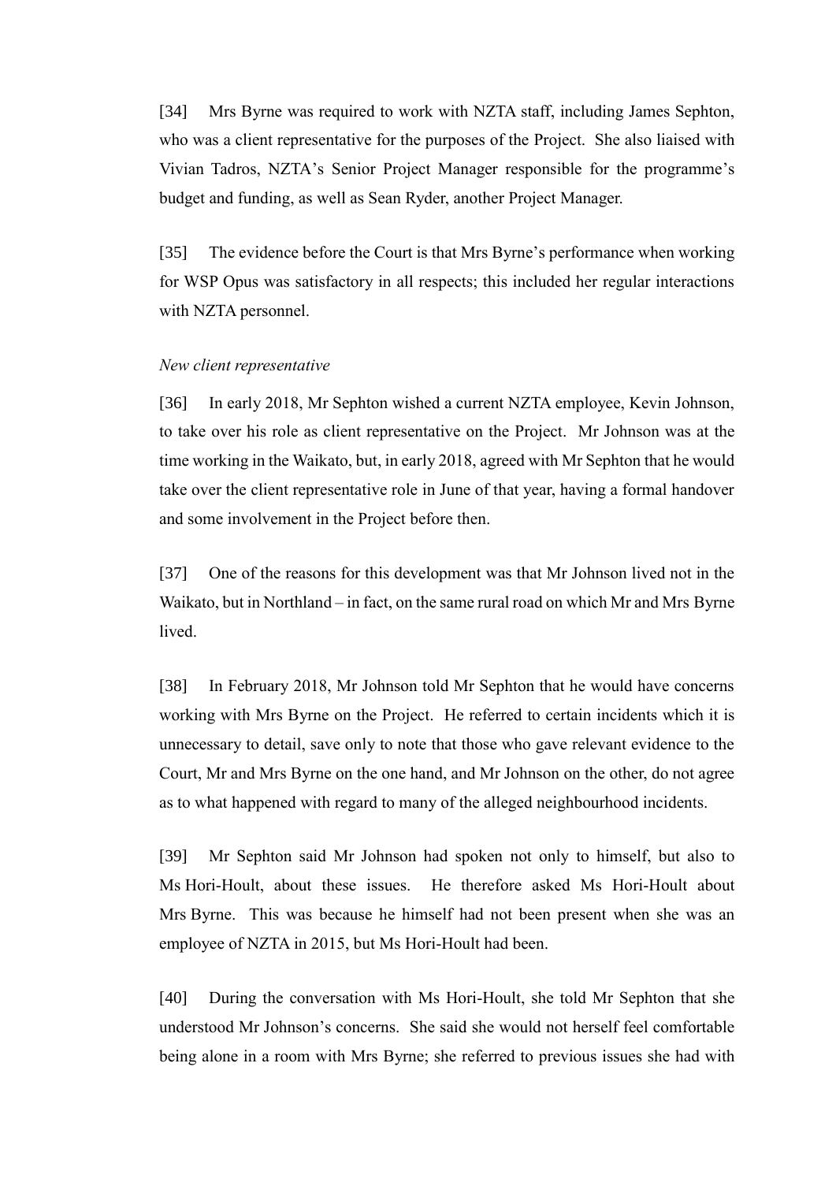[34] Mrs Byrne was required to work with NZTA staff, including James Sephton, who was a client representative for the purposes of the Project. She also liaised with Vivian Tadros, NZTA's Senior Project Manager responsible for the programme's budget and funding, as well as Sean Ryder, another Project Manager.

[35] The evidence before the Court is that Mrs Byrne's performance when working for WSP Opus was satisfactory in all respects; this included her regular interactions with NZTA personnel.

*New client representative*

[36] In early 2018, Mr Sephton wished a current NZTA employee, Kevin Johnson, to take over his role as client representative on the Project. Mr Johnson was at the time working in the Waikato, but, in early 2018, agreed with Mr Sephton that he would take over the client representative role in June of that year, having a formal handover and some involvement in the Project before then.

[37] One of the reasons for this development was that Mr Johnson lived not in the Waikato, but in Northland – in fact, on the same rural road on which Mr and Mrs Byrne lived.

[38] In February 2018, Mr Johnson told Mr Sephton that he would have concerns working with Mrs Byrne on the Project. He referred to certain incidents which it is unnecessary to detail, save only to note that those who gave relevant evidence to the Court, Mr and Mrs Byrne on the one hand, and Mr Johnson on the other, do not agree as to what happened with regard to many of the alleged neighbourhood incidents.

[39] Mr Sephton said Mr Johnson had spoken not only to himself, but also to Ms Hori-Hoult, about these issues. He therefore asked Ms Hori-Hoult about Mrs Byrne. This was because he himself had not been present when she was an employee of NZTA in 2015, but Ms Hori-Hoult had been.

[40] During the conversation with Ms Hori-Hoult, she told Mr Sephton that she understood Mr Johnson's concerns. She said she would not herself feel comfortable being alone in a room with Mrs Byrne; she referred to previous issues she had with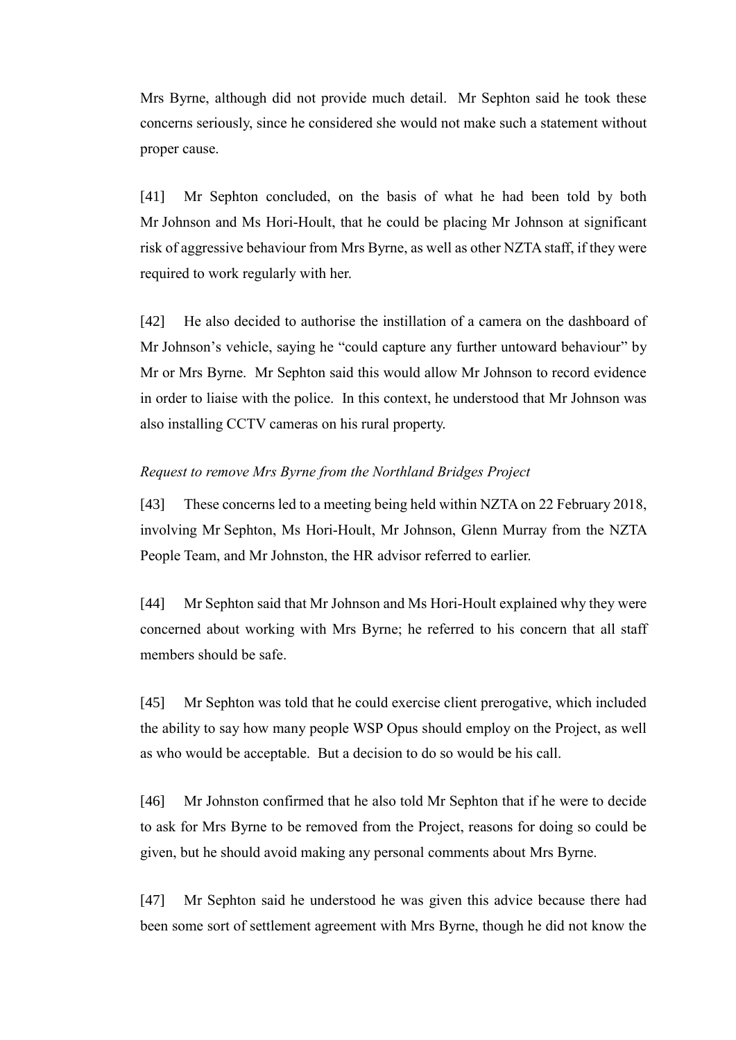Mrs Byrne, although did not provide much detail. Mr Sephton said he took these concerns seriously, since he considered she would not make such a statement without proper cause.

[41] Mr Sephton concluded, on the basis of what he had been told by both Mr Johnson and Ms Hori-Hoult, that he could be placing Mr Johnson at significant risk of aggressive behaviour from Mrs Byrne, as well as other NZTA staff, if they were required to work regularly with her.

[42] He also decided to authorise the instillation of a camera on the dashboard of Mr Johnson's vehicle, saying he "could capture any further untoward behaviour" by Mr or Mrs Byrne. Mr Sephton said this would allow Mr Johnson to record evidence in order to liaise with the police. In this context, he understood that Mr Johnson was also installing CCTV cameras on his rural property.

*Request to remove Mrs Byrne from the Northland Bridges Project*

[43] These concerns led to a meeting being held within NZTA on 22 February 2018, involving Mr Sephton, Ms Hori-Hoult, Mr Johnson, Glenn Murray from the NZTA People Team, and Mr Johnston, the HR advisor referred to earlier.

[44] Mr Sephton said that Mr Johnson and Ms Hori-Hoult explained why they were concerned about working with Mrs Byrne; he referred to his concern that all staff members should be safe.

[45] Mr Sephton was told that he could exercise client prerogative, which included the ability to say how many people WSP Opus should employ on the Project, as well as who would be acceptable. But a decision to do so would be his call.

[46] Mr Johnston confirmed that he also told Mr Sephton that if he were to decide to ask for Mrs Byrne to be removed from the Project, reasons for doing so could be given, but he should avoid making any personal comments about Mrs Byrne.

[47] Mr Sephton said he understood he was given this advice because there had been some sort of settlement agreement with Mrs Byrne, though he did not know the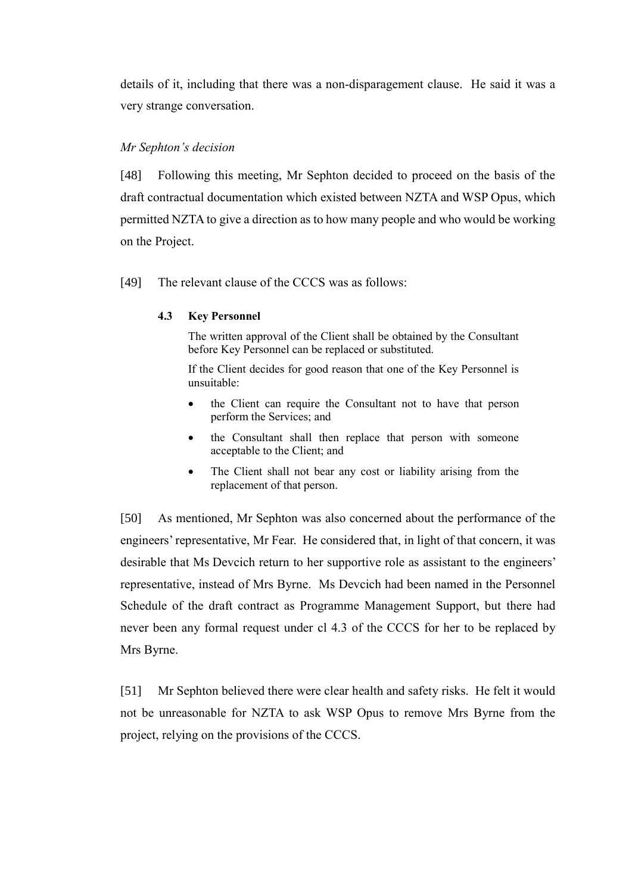details of it, including that there was a non-disparagement clause. He said it was a very strange conversation.

*Mr Sephton's decision*

[48] Following this meeting, Mr Sephton decided to proceed on the basis of the draft contractual documentation which existed between NZTA and WSP Opus, which permitted NZTA to give a direction as to how many people and who would be working on the Project.

[49] The relevant clause of the CCCS was as follows:

> **4.3 Key Personnel**
>
> The written approval of the Client shall be obtained by the Consultant before Key Personnel can be replaced or substituted.
>
> If the Client decides for good reason that one of the Key Personnel is unsuitable:
>
> - the Client can require the Consultant not to have that person perform the Services; and
> - the Consultant shall then replace that person with someone acceptable to the Client; and
> - The Client shall not bear any cost or liability arising from the replacement of that person.

[50] As mentioned, Mr Sephton was also concerned about the performance of the engineers' representative, Mr Fear. He considered that, in light of that concern, it was desirable that Ms Devcich return to her supportive role as assistant to the engineers' representative, instead of Mrs Byrne. Ms Devcich had been named in the Personnel Schedule of the draft contract as Programme Management Support, but there had never been any formal request under cl 4.3 of the CCCS for her to be replaced by Mrs Byrne.

[51] Mr Sephton believed there were clear health and safety risks. He felt it would not be unreasonable for NZTA to ask WSP Opus to remove Mrs Byrne from the project, relying on the provisions of the CCCS.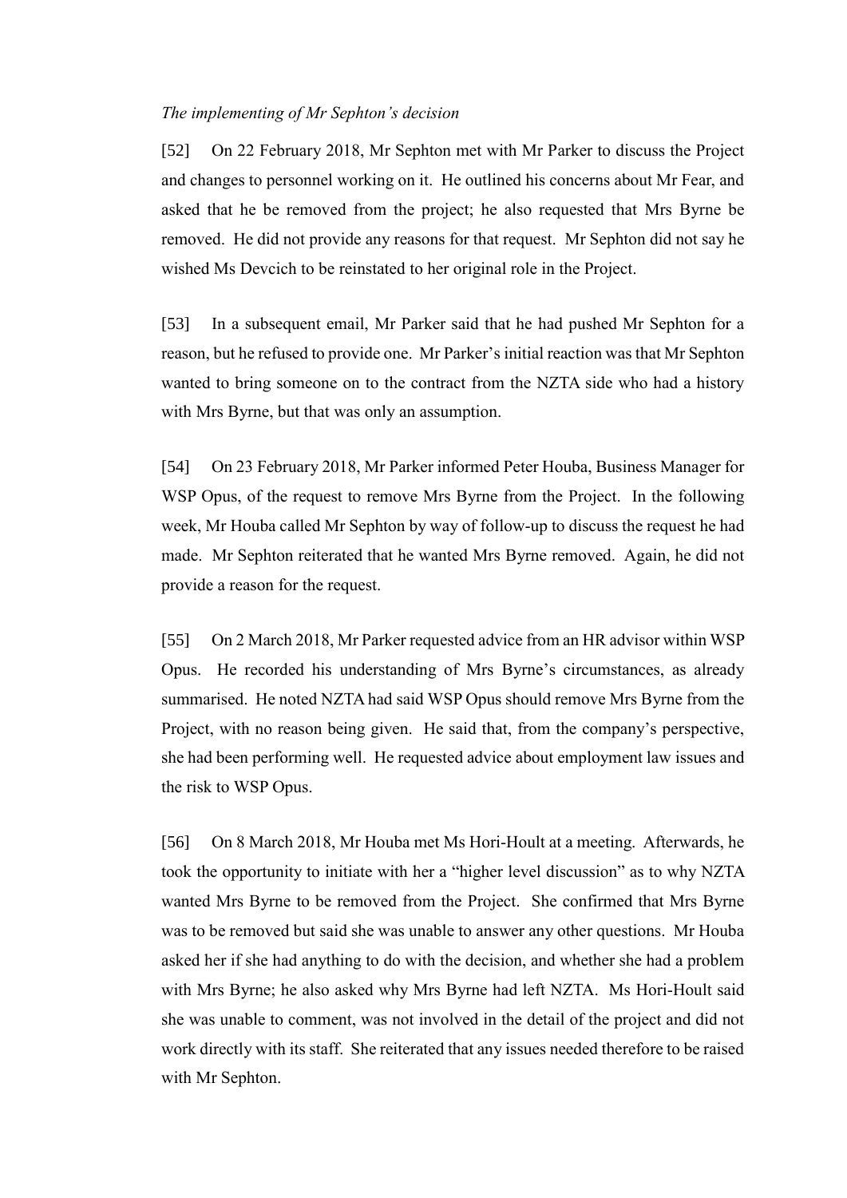*The implementing of Mr Sephton's decision*

[52] On 22 February 2018, Mr Sephton met with Mr Parker to discuss the Project and changes to personnel working on it. He outlined his concerns about Mr Fear, and asked that he be removed from the project; he also requested that Mrs Byrne be removed. He did not provide any reasons for that request. Mr Sephton did not say he wished Ms Devcich to be reinstated to her original role in the Project.

[53] In a subsequent email, Mr Parker said that he had pushed Mr Sephton for a reason, but he refused to provide one. Mr Parker's initial reaction was that Mr Sephton wanted to bring someone on to the contract from the NZTA side who had a history with Mrs Byrne, but that was only an assumption.

[54] On 23 February 2018, Mr Parker informed Peter Houba, Business Manager for WSP Opus, of the request to remove Mrs Byrne from the Project. In the following week, Mr Houba called Mr Sephton by way of follow-up to discuss the request he had made. Mr Sephton reiterated that he wanted Mrs Byrne removed. Again, he did not provide a reason for the request.

[55] On 2 March 2018, Mr Parker requested advice from an HR advisor within WSP Opus. He recorded his understanding of Mrs Byrne's circumstances, as already summarised. He noted NZTA had said WSP Opus should remove Mrs Byrne from the Project, with no reason being given. He said that, from the company's perspective, she had been performing well. He requested advice about employment law issues and the risk to WSP Opus.

[56] On 8 March 2018, Mr Houba met Ms Hori-Hoult at a meeting. Afterwards, he took the opportunity to initiate with her a "higher level discussion" as to why NZTA wanted Mrs Byrne to be removed from the Project. She confirmed that Mrs Byrne was to be removed but said she was unable to answer any other questions. Mr Houba asked her if she had anything to do with the decision, and whether she had a problem with Mrs Byrne; he also asked why Mrs Byrne had left NZTA. Ms Hori-Hoult said she was unable to comment, was not involved in the detail of the project and did not work directly with its staff. She reiterated that any issues needed therefore to be raised with Mr Sephton.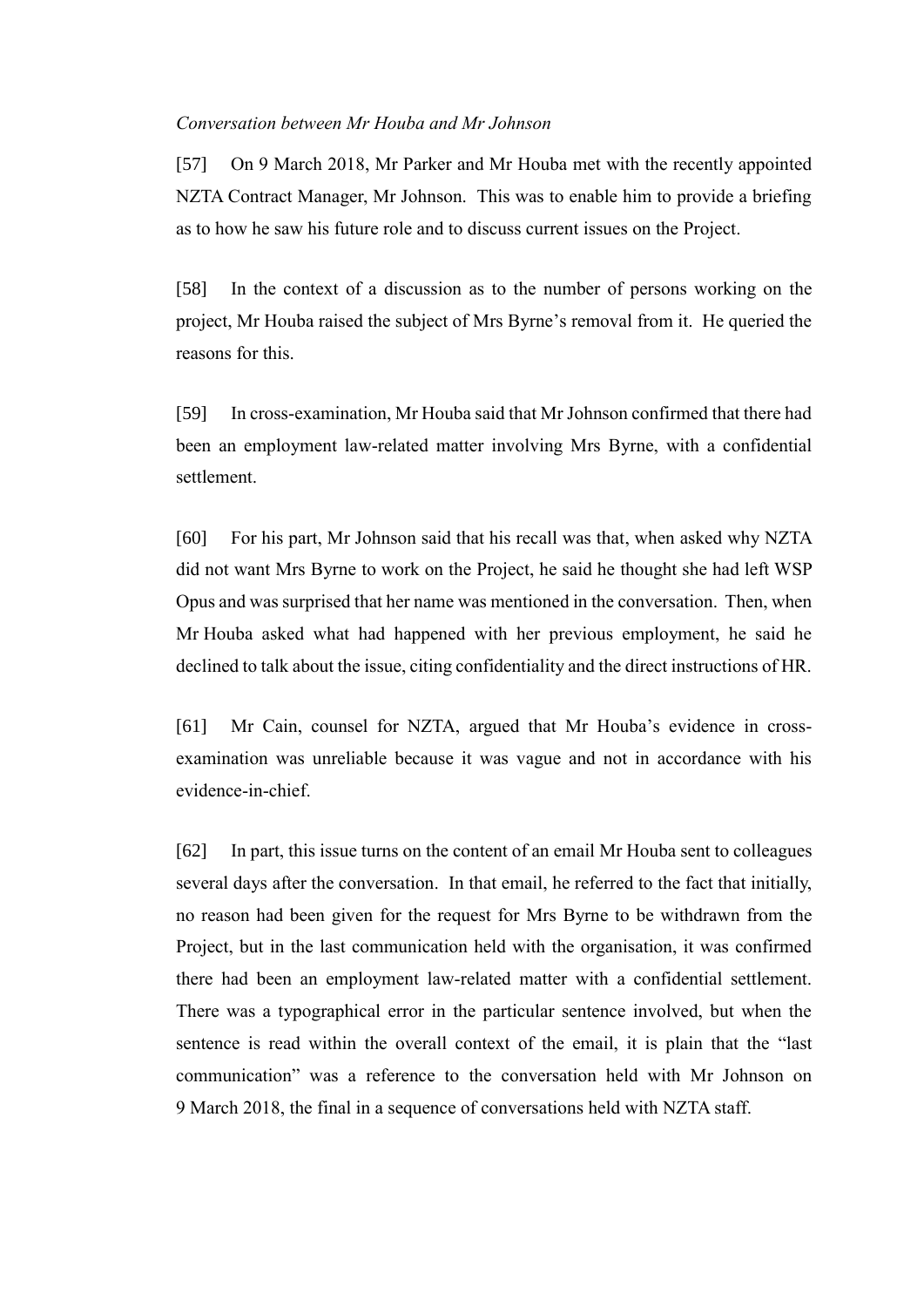*Conversation between Mr Houba and Mr Johnson*

[57] On 9 March 2018, Mr Parker and Mr Houba met with the recently appointed NZTA Contract Manager, Mr Johnson. This was to enable him to provide a briefing as to how he saw his future role and to discuss current issues on the Project.

[58] In the context of a discussion as to the number of persons working on the project, Mr Houba raised the subject of Mrs Byrne's removal from it. He queried the reasons for this.

[59] In cross-examination, Mr Houba said that Mr Johnson confirmed that there had been an employment law-related matter involving Mrs Byrne, with a confidential settlement.

[60] For his part, Mr Johnson said that his recall was that, when asked why NZTA did not want Mrs Byrne to work on the Project, he said he thought she had left WSP Opus and was surprised that her name was mentioned in the conversation. Then, when Mr Houba asked what had happened with her previous employment, he said he declined to talk about the issue, citing confidentiality and the direct instructions of HR.

[61] Mr Cain, counsel for NZTA, argued that Mr Houba's evidence in cross-examination was unreliable because it was vague and not in accordance with his evidence-in-chief.

[62] In part, this issue turns on the content of an email Mr Houba sent to colleagues several days after the conversation. In that email, he referred to the fact that initially, no reason had been given for the request for Mrs Byrne to be withdrawn from the Project, but in the last communication held with the organisation, it was confirmed there had been an employment law-related matter with a confidential settlement. There was a typographical error in the particular sentence involved, but when the sentence is read within the overall context of the email, it is plain that the "last communication" was a reference to the conversation held with Mr Johnson on 9 March 2018, the final in a sequence of conversations held with NZTA staff.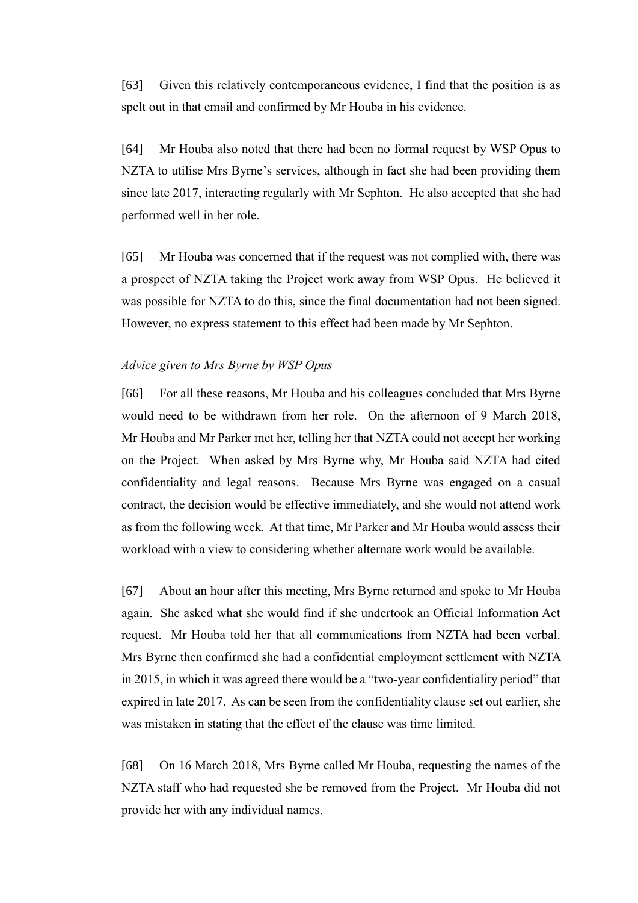[63] Given this relatively contemporaneous evidence, I find that the position is as spelt out in that email and confirmed by Mr Houba in his evidence.

[64] Mr Houba also noted that there had been no formal request by WSP Opus to NZTA to utilise Mrs Byrne's services, although in fact she had been providing them since late 2017, interacting regularly with Mr Sephton. He also accepted that she had performed well in her role.

[65] Mr Houba was concerned that if the request was not complied with, there was a prospect of NZTA taking the Project work away from WSP Opus. He believed it was possible for NZTA to do this, since the final documentation had not been signed. However, no express statement to this effect had been made by Mr Sephton.

*Advice given to Mrs Byrne by WSP Opus*

[66] For all these reasons, Mr Houba and his colleagues concluded that Mrs Byrne would need to be withdrawn from her role. On the afternoon of 9 March 2018, Mr Houba and Mr Parker met her, telling her that NZTA could not accept her working on the Project. When asked by Mrs Byrne why, Mr Houba said NZTA had cited confidentiality and legal reasons. Because Mrs Byrne was engaged on a casual contract, the decision would be effective immediately, and she would not attend work as from the following week. At that time, Mr Parker and Mr Houba would assess their workload with a view to considering whether alternate work would be available.

[67] About an hour after this meeting, Mrs Byrne returned and spoke to Mr Houba again. She asked what she would find if she undertook an Official Information Act request. Mr Houba told her that all communications from NZTA had been verbal. Mrs Byrne then confirmed she had a confidential employment settlement with NZTA in 2015, in which it was agreed there would be a "two-year confidentiality period" that expired in late 2017. As can be seen from the confidentiality clause set out earlier, she was mistaken in stating that the effect of the clause was time limited.

[68] On 16 March 2018, Mrs Byrne called Mr Houba, requesting the names of the NZTA staff who had requested she be removed from the Project. Mr Houba did not provide her with any individual names.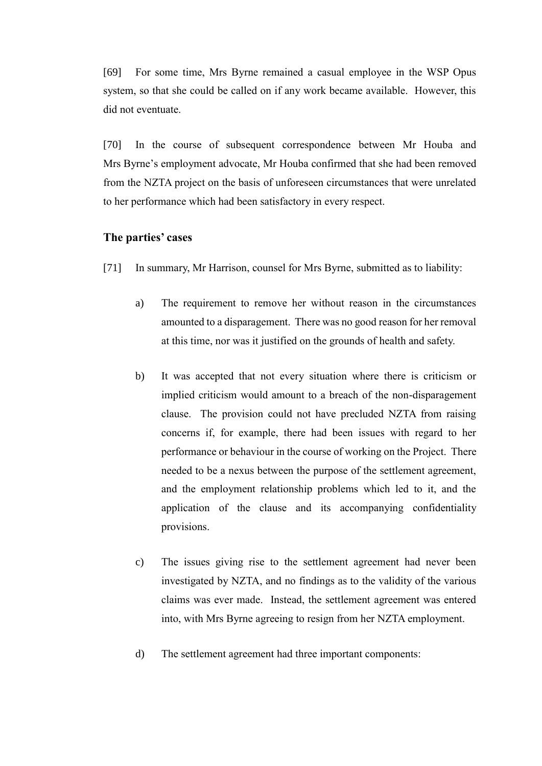[69] For some time, Mrs Byrne remained a casual employee in the WSP Opus system, so that she could be called on if any work became available. However, this did not eventuate.

[70] In the course of subsequent correspondence between Mr Houba and Mrs Byrne's employment advocate, Mr Houba confirmed that she had been removed from the NZTA project on the basis of unforeseen circumstances that were unrelated to her performance which had been satisfactory in every respect.

## The parties' cases

[71] In summary, Mr Harrison, counsel for Mrs Byrne, submitted as to liability:

a) The requirement to remove her without reason in the circumstances amounted to a disparagement. There was no good reason for her removal at this time, nor was it justified on the grounds of health and safety.

b) It was accepted that not every situation where there is criticism or implied criticism would amount to a breach of the non-disparagement clause. The provision could not have precluded NZTA from raising concerns if, for example, there had been issues with regard to her performance or behaviour in the course of working on the Project. There needed to be a nexus between the purpose of the settlement agreement, and the employment relationship problems which led to it, and the application of the clause and its accompanying confidentiality provisions.

c) The issues giving rise to the settlement agreement had never been investigated by NZTA, and no findings as to the validity of the various claims was ever made. Instead, the settlement agreement was entered into, with Mrs Byrne agreeing to resign from her NZTA employment.

d) The settlement agreement had three important components: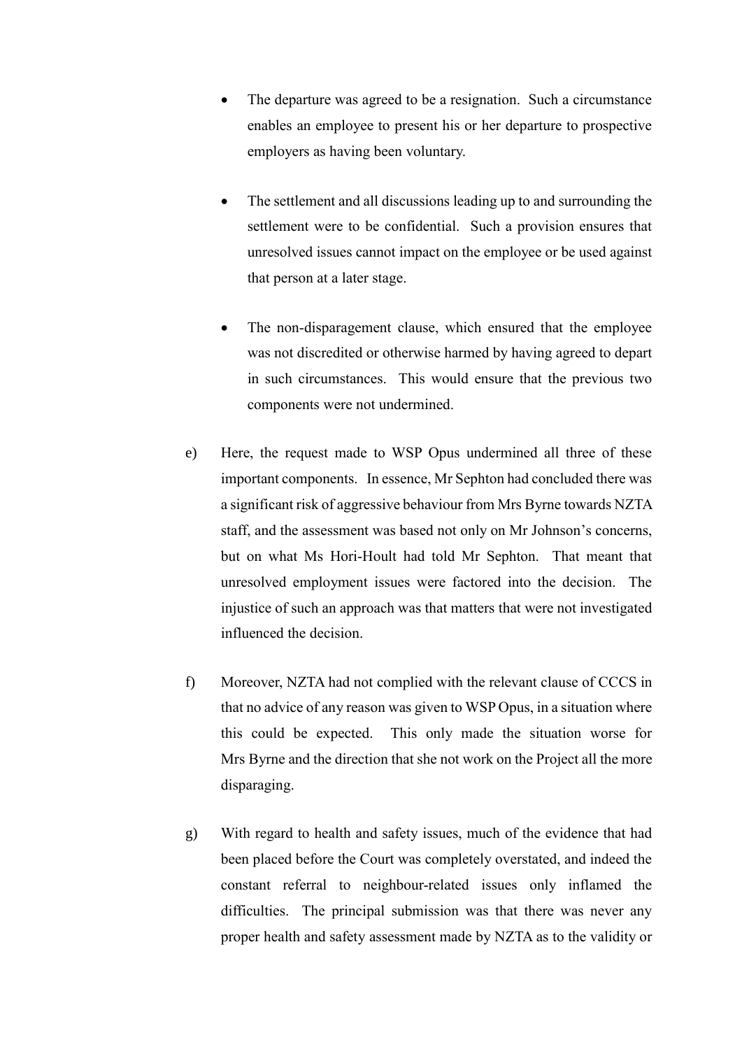- The departure was agreed to be a resignation. Such a circumstance enables an employee to present his or her departure to prospective employers as having been voluntary.

- The settlement and all discussions leading up to and surrounding the settlement were to be confidential. Such a provision ensures that unresolved issues cannot impact on the employee or be used against that person at a later stage.

- The non-disparagement clause, which ensured that the employee was not discredited or otherwise harmed by having agreed to depart in such circumstances. This would ensure that the previous two components were not undermined.

e) Here, the request made to WSP Opus undermined all three of these important components. In essence, Mr Sephton had concluded there was a significant risk of aggressive behaviour from Mrs Byrne towards NZTA staff, and the assessment was based not only on Mr Johnson's concerns, but on what Ms Hori-Hoult had told Mr Sephton. That meant that unresolved employment issues were factored into the decision. The injustice of such an approach was that matters that were not investigated influenced the decision.

f) Moreover, NZTA had not complied with the relevant clause of CCCS in that no advice of any reason was given to WSP Opus, in a situation where this could be expected. This only made the situation worse for Mrs Byrne and the direction that she not work on the Project all the more disparaging.

g) With regard to health and safety issues, much of the evidence that had been placed before the Court was completely overstated, and indeed the constant referral to neighbour-related issues only inflamed the difficulties. The principal submission was that there was never any proper health and safety assessment made by NZTA as to the validity or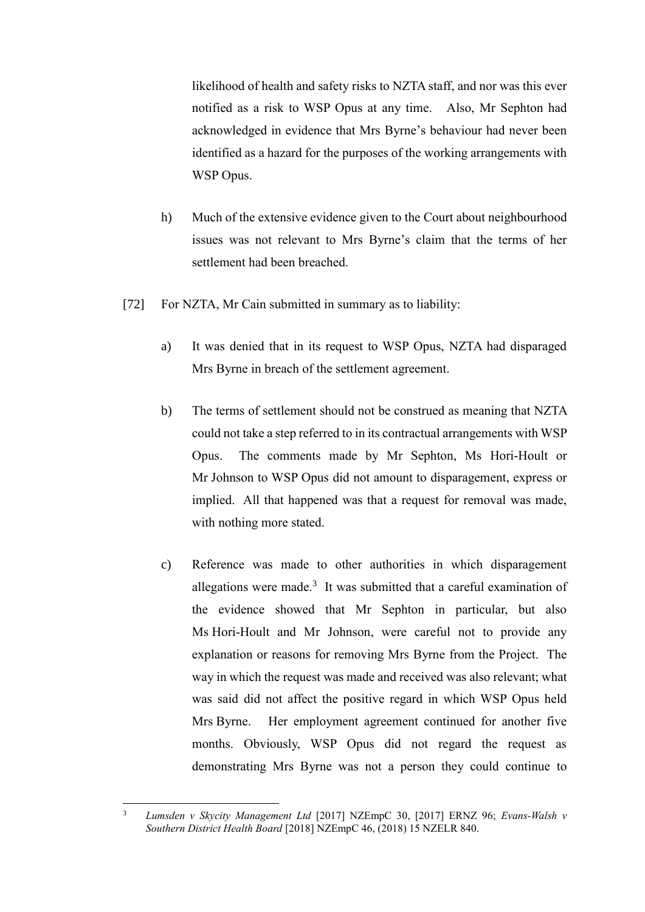likelihood of health and safety risks to NZTA staff, and nor was this ever notified as a risk to WSP Opus at any time. Also, Mr Sephton had acknowledged in evidence that Mrs Byrne's behaviour had never been identified as a hazard for the purposes of the working arrangements with WSP Opus.

h) Much of the extensive evidence given to the Court about neighbourhood issues was not relevant to Mrs Byrne's claim that the terms of her settlement had been breached.

[72] For NZTA, Mr Cain submitted in summary as to liability:

a) It was denied that in its request to WSP Opus, NZTA had disparaged Mrs Byrne in breach of the settlement agreement.

b) The terms of settlement should not be construed as meaning that NZTA could not take a step referred to in its contractual arrangements with WSP Opus. The comments made by Mr Sephton, Ms Hori-Hoult or Mr Johnson to WSP Opus did not amount to disparagement, express or implied. All that happened was that a request for removal was made, with nothing more stated.

c) Reference was made to other authorities in which disparagement allegations were made.[3] It was submitted that a careful examination of the evidence showed that Mr Sephton in particular, but also Ms Hori-Hoult and Mr Johnson, were careful not to provide any explanation or reasons for removing Mrs Byrne from the Project. The way in which the request was made and received was also relevant; what was said did not affect the positive regard in which WSP Opus held Mrs Byrne. Her employment agreement continued for another five months. Obviously, WSP Opus did not regard the request as demonstrating Mrs Byrne was not a person they could continue to

---

[3] *Lumsden v Skycity Management Ltd* [2017] NZEmpC 30, [2017] ERNZ 96; *Evans-Walsh v Southern District Health Board* [2018] NZEmpC 46, (2018) 15 NZELR 840.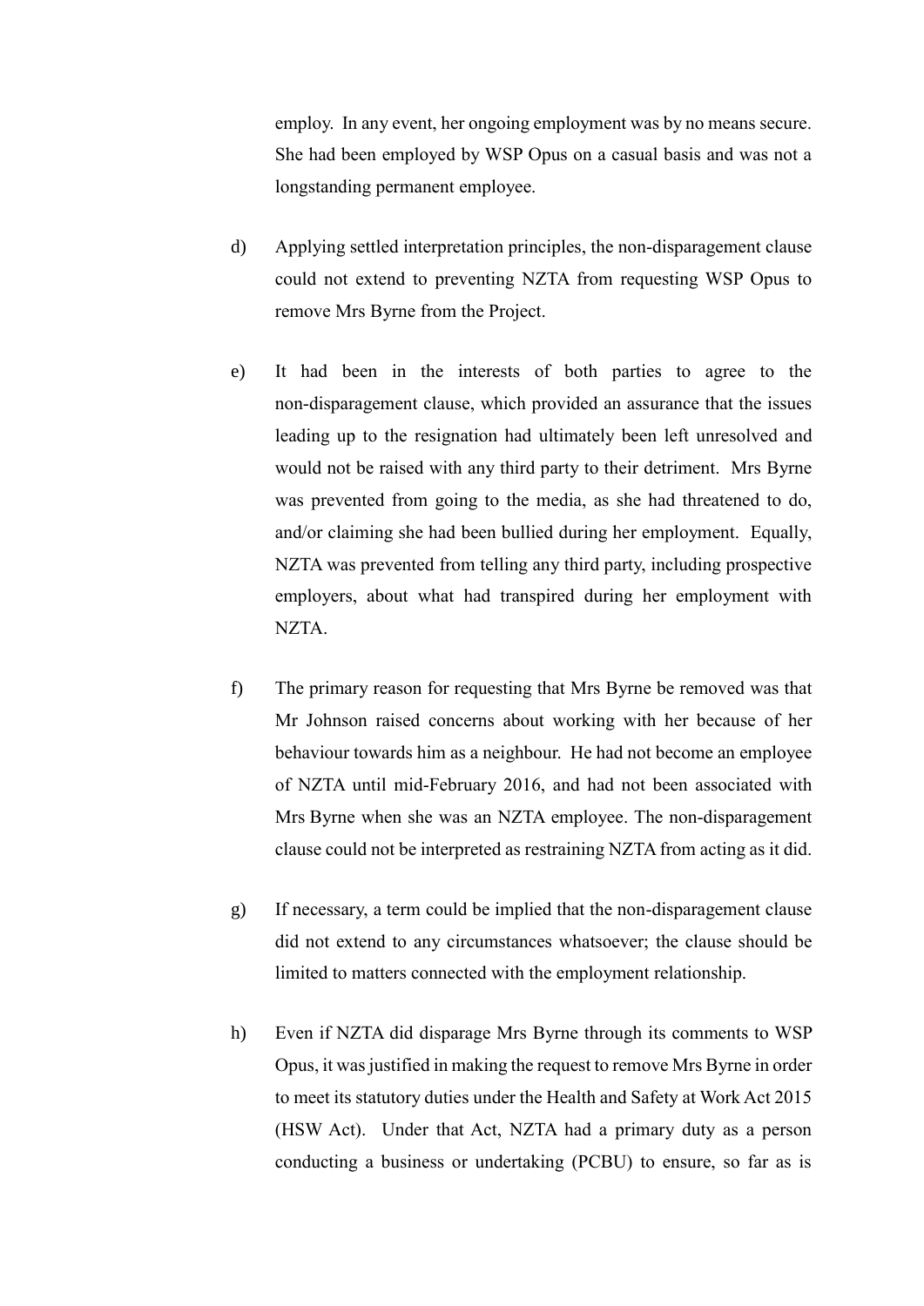employ. In any event, her ongoing employment was by no means secure. She had been employed by WSP Opus on a casual basis and was not a longstanding permanent employee.

d) Applying settled interpretation principles, the non-disparagement clause could not extend to preventing NZTA from requesting WSP Opus to remove Mrs Byrne from the Project.

e) It had been in the interests of both parties to agree to the non-disparagement clause, which provided an assurance that the issues leading up to the resignation had ultimately been left unresolved and would not be raised with any third party to their detriment. Mrs Byrne was prevented from going to the media, as she had threatened to do, and/or claiming she had been bullied during her employment. Equally, NZTA was prevented from telling any third party, including prospective employers, about what had transpired during her employment with NZTA.

f) The primary reason for requesting that Mrs Byrne be removed was that Mr Johnson raised concerns about working with her because of her behaviour towards him as a neighbour. He had not become an employee of NZTA until mid-February 2016, and had not been associated with Mrs Byrne when she was an NZTA employee. The non-disparagement clause could not be interpreted as restraining NZTA from acting as it did.

g) If necessary, a term could be implied that the non-disparagement clause did not extend to any circumstances whatsoever; the clause should be limited to matters connected with the employment relationship.

h) Even if NZTA did disparage Mrs Byrne through its comments to WSP Opus, it was justified in making the request to remove Mrs Byrne in order to meet its statutory duties under the Health and Safety at Work Act 2015 (HSW Act). Under that Act, NZTA had a primary duty as a person conducting a business or undertaking (PCBU) to ensure, so far as is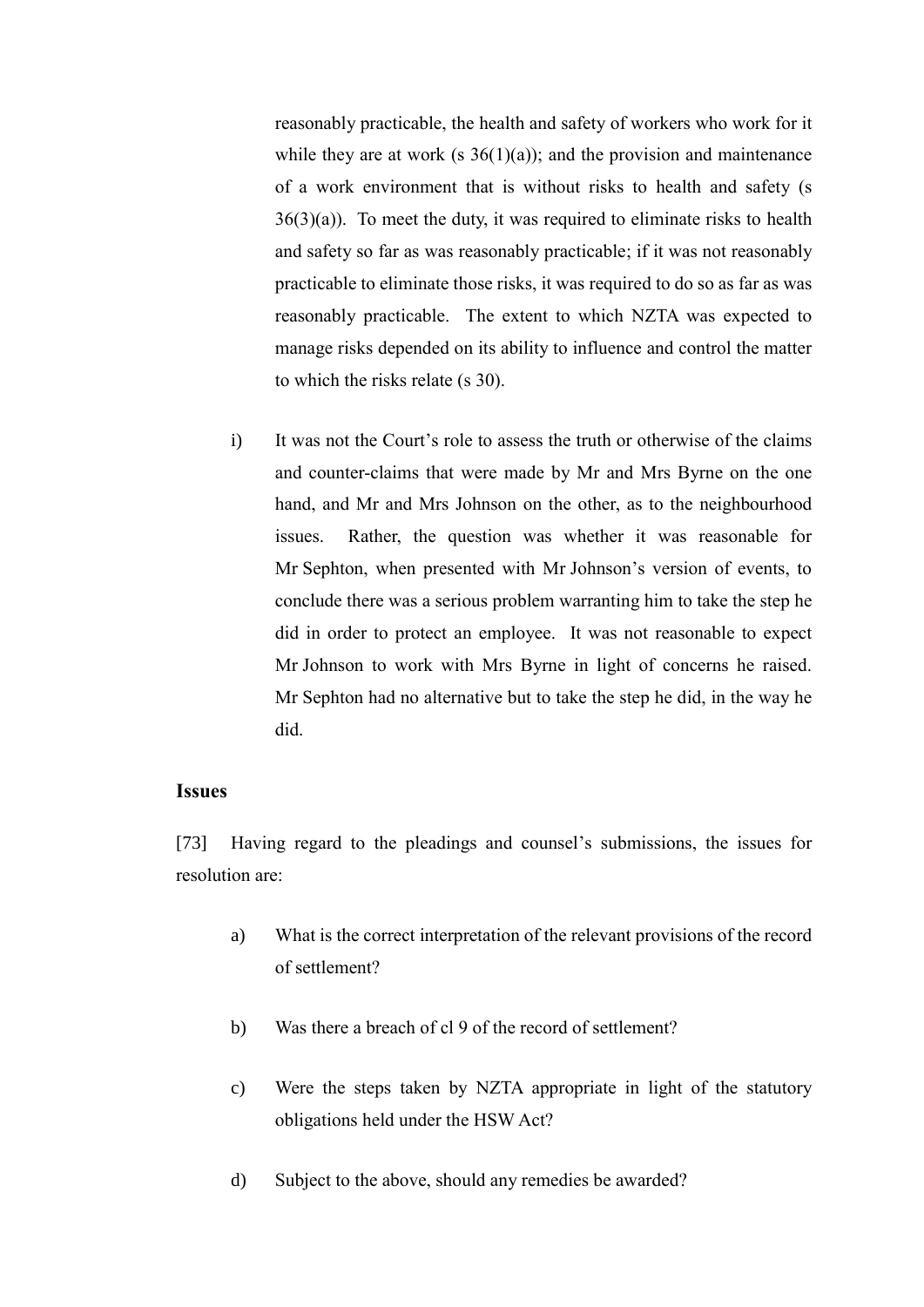reasonably practicable, the health and safety of workers who work for it while they are at work (s 36(1)(a)); and the provision and maintenance of a work environment that is without risks to health and safety (s 36(3)(a)). To meet the duty, it was required to eliminate risks to health and safety so far as was reasonably practicable; if it was not reasonably practicable to eliminate those risks, it was required to do so as far as was reasonably practicable. The extent to which NZTA was expected to manage risks depended on its ability to influence and control the matter to which the risks relate (s 30).

i) It was not the Court's role to assess the truth or otherwise of the claims and counter-claims that were made by Mr and Mrs Byrne on the one hand, and Mr and Mrs Johnson on the other, as to the neighbourhood issues. Rather, the question was whether it was reasonable for Mr Sephton, when presented with Mr Johnson's version of events, to conclude there was a serious problem warranting him to take the step he did in order to protect an employee. It was not reasonable to expect Mr Johnson to work with Mrs Byrne in light of concerns he raised. Mr Sephton had no alternative but to take the step he did, in the way he did.

## Issues

[73] Having regard to the pleadings and counsel's submissions, the issues for resolution are:

a) What is the correct interpretation of the relevant provisions of the record of settlement?

b) Was there a breach of cl 9 of the record of settlement?

c) Were the steps taken by NZTA appropriate in light of the statutory obligations held under the HSW Act?

d) Subject to the above, should any remedies be awarded?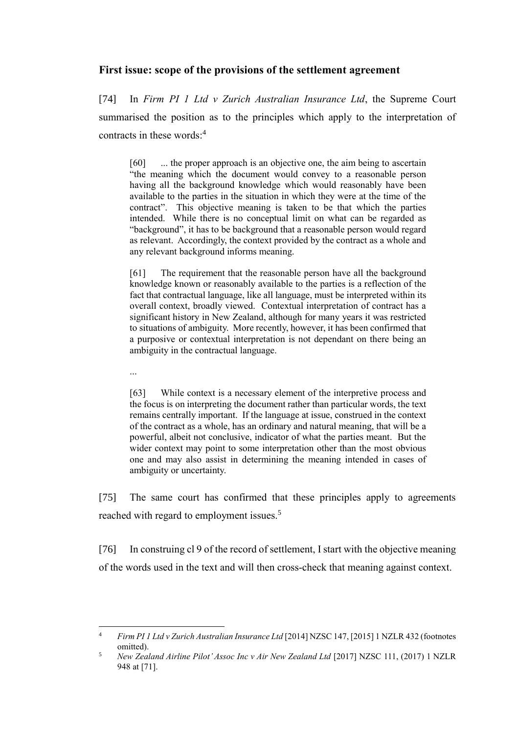## First issue: scope of the provisions of the settlement agreement

[74] In *Firm PI 1 Ltd v Zurich Australian Insurance Ltd*, the Supreme Court summarised the position as to the principles which apply to the interpretation of contracts in these words:[4]

> [60] ... the proper approach is an objective one, the aim being to ascertain "the meaning which the document would convey to a reasonable person having all the background knowledge which would reasonably have been available to the parties in the situation in which they were at the time of the contract". This objective meaning is taken to be that which the parties intended. While there is no conceptual limit on what can be regarded as "background", it has to be background that a reasonable person would regard as relevant. Accordingly, the context provided by the contract as a whole and any relevant background informs meaning.
>
> [61] The requirement that the reasonable person have all the background knowledge known or reasonably available to the parties is a reflection of the fact that contractual language, like all language, must be interpreted within its overall context, broadly viewed. Contextual interpretation of contract has a significant history in New Zealand, although for many years it was restricted to situations of ambiguity. More recently, however, it has been confirmed that a purposive or contextual interpretation is not dependant on there being an ambiguity in the contractual language.
>
> ...
>
> [63] While context is a necessary element of the interpretive process and the focus is on interpreting the document rather than particular words, the text remains centrally important. If the language at issue, construed in the context of the contract as a whole, has an ordinary and natural meaning, that will be a powerful, albeit not conclusive, indicator of what the parties meant. But the wider context may point to some interpretation other than the most obvious one and may also assist in determining the meaning intended in cases of ambiguity or uncertainty.

[75] The same court has confirmed that these principles apply to agreements reached with regard to employment issues.[5]

[76] In construing cl 9 of the record of settlement, I start with the objective meaning of the words used in the text and will then cross-check that meaning against context.

---

[4] *Firm PI 1 Ltd v Zurich Australian Insurance Ltd* [2014] NZSC 147, [2015] 1 NZLR 432 (footnotes omitted).

[5] *New Zealand Airline Pilot' Assoc Inc v Air New Zealand Ltd* [2017] NZSC 111, (2017) 1 NZLR 948 at [71].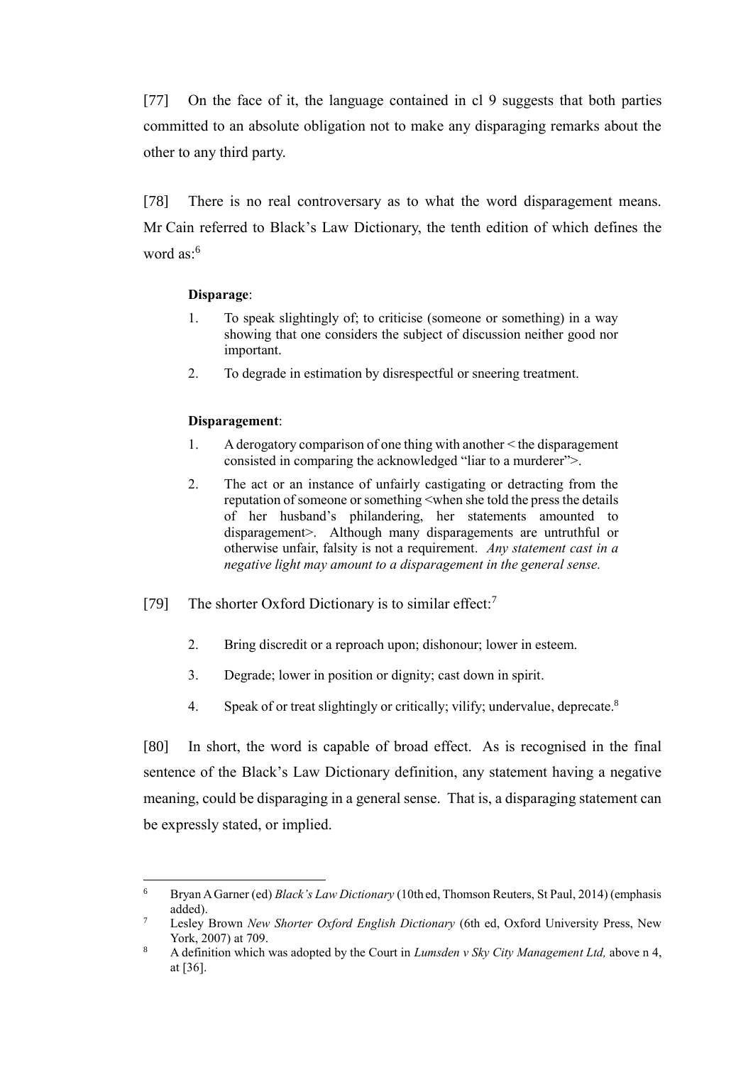[77] On the face of it, the language contained in cl 9 suggests that both parties committed to an absolute obligation not to make any disparaging remarks about the other to any third party.

[78] There is no real controversary as to what the word disparagement means. Mr Cain referred to Black's Law Dictionary, the tenth edition of which defines the word as:[6]

> **Disparage**:
>
> 1. To speak slightingly of; to criticise (someone or something) in a way showing that one considers the subject of discussion neither good nor important.
> 2. To degrade in estimation by disrespectful or sneering treatment.
>
> **Disparagement**:
>
> 1. A derogatory comparison of one thing with another < the disparagement consisted in comparing the acknowledged "liar to a murderer">.
> 2. The act or an instance of unfairly castigating or detracting from the reputation of someone or something <when she told the press the details of her husband's philandering, her statements amounted to disparagement>. Although many disparagements are untruthful or otherwise unfair, falsity is not a requirement. *Any statement cast in a negative light may amount to a disparagement in the general sense.*

[79] The shorter Oxford Dictionary is to similar effect:[7]

> 2. Bring discredit or a reproach upon; dishonour; lower in esteem.
> 3. Degrade; lower in position or dignity; cast down in spirit.
> 4. Speak of or treat slightingly or critically; vilify; undervalue, deprecate.[8]

[80] In short, the word is capable of broad effect. As is recognised in the final sentence of the Black's Law Dictionary definition, any statement having a negative meaning, could be disparaging in a general sense. That is, a disparaging statement can be expressly stated, or implied.

---

[6] Bryan A Garner (ed) *Black's Law Dictionary* (10th ed, Thomson Reuters, St Paul, 2014) (emphasis added).

[7] Lesley Brown *New Shorter Oxford English Dictionary* (6th ed, Oxford University Press, New York, 2007) at 709.

[8] A definition which was adopted by the Court in *Lumsden v Sky City Management Ltd,* above n 4, at [36].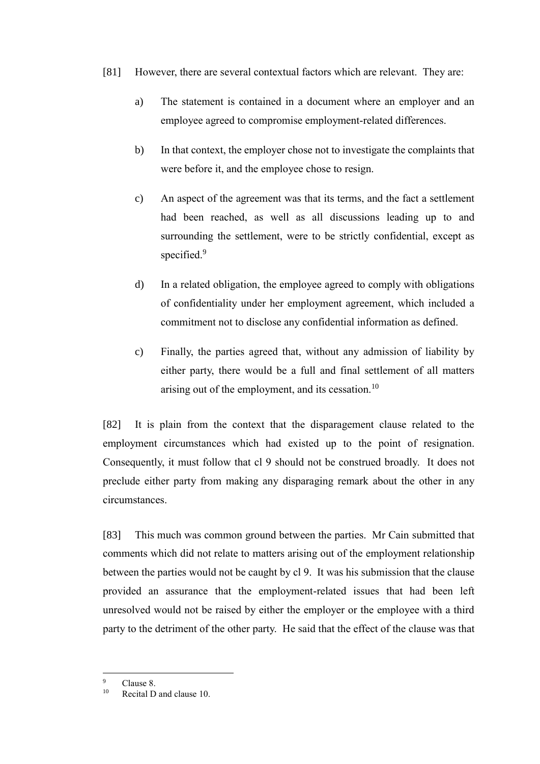[81] However, there are several contextual factors which are relevant. They are:

a) The statement is contained in a document where an employer and an employee agreed to compromise employment-related differences.

b) In that context, the employer chose not to investigate the complaints that were before it, and the employee chose to resign.

c) An aspect of the agreement was that its terms, and the fact a settlement had been reached, as well as all discussions leading up to and surrounding the settlement, were to be strictly confidential, except as specified.[9]

d) In a related obligation, the employee agreed to comply with obligations of confidentiality under her employment agreement, which included a commitment not to disclose any confidential information as defined.

c) Finally, the parties agreed that, without any admission of liability by either party, there would be a full and final settlement of all matters arising out of the employment, and its cessation.[10]

[82] It is plain from the context that the disparagement clause related to the employment circumstances which had existed up to the point of resignation. Consequently, it must follow that cl 9 should not be construed broadly. It does not preclude either party from making any disparaging remark about the other in any circumstances.

[83] This much was common ground between the parties. Mr Cain submitted that comments which did not relate to matters arising out of the employment relationship between the parties would not be caught by cl 9. It was his submission that the clause provided an assurance that the employment-related issues that had been left unresolved would not be raised by either the employer or the employee with a third party to the detriment of the other party. He said that the effect of the clause was that

---

[9] Clause 8.

[10] Recital D and clause 10.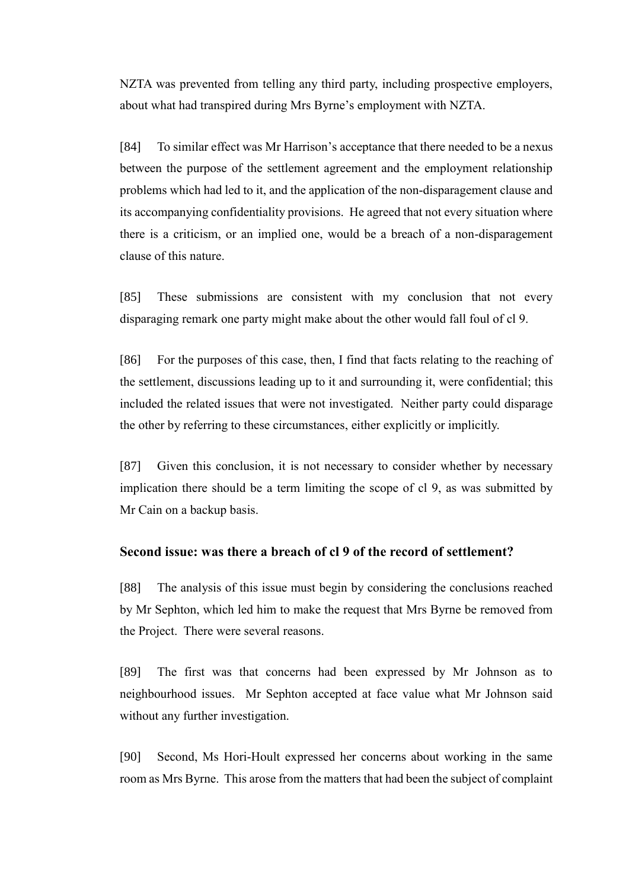NZTA was prevented from telling any third party, including prospective employers, about what had transpired during Mrs Byrne's employment with NZTA.

[84] To similar effect was Mr Harrison's acceptance that there needed to be a nexus between the purpose of the settlement agreement and the employment relationship problems which had led to it, and the application of the non-disparagement clause and its accompanying confidentiality provisions. He agreed that not every situation where there is a criticism, or an implied one, would be a breach of a non-disparagement clause of this nature.

[85] These submissions are consistent with my conclusion that not every disparaging remark one party might make about the other would fall foul of cl 9.

[86] For the purposes of this case, then, I find that facts relating to the reaching of the settlement, discussions leading up to it and surrounding it, were confidential; this included the related issues that were not investigated. Neither party could disparage the other by referring to these circumstances, either explicitly or implicitly.

[87] Given this conclusion, it is not necessary to consider whether by necessary implication there should be a term limiting the scope of cl 9, as was submitted by Mr Cain on a backup basis.

### Second issue: was there a breach of cl 9 of the record of settlement?

[88] The analysis of this issue must begin by considering the conclusions reached by Mr Sephton, which led him to make the request that Mrs Byrne be removed from the Project. There were several reasons.

[89] The first was that concerns had been expressed by Mr Johnson as to neighbourhood issues. Mr Sephton accepted at face value what Mr Johnson said without any further investigation.

[90] Second, Ms Hori-Hoult expressed her concerns about working in the same room as Mrs Byrne. This arose from the matters that had been the subject of complaint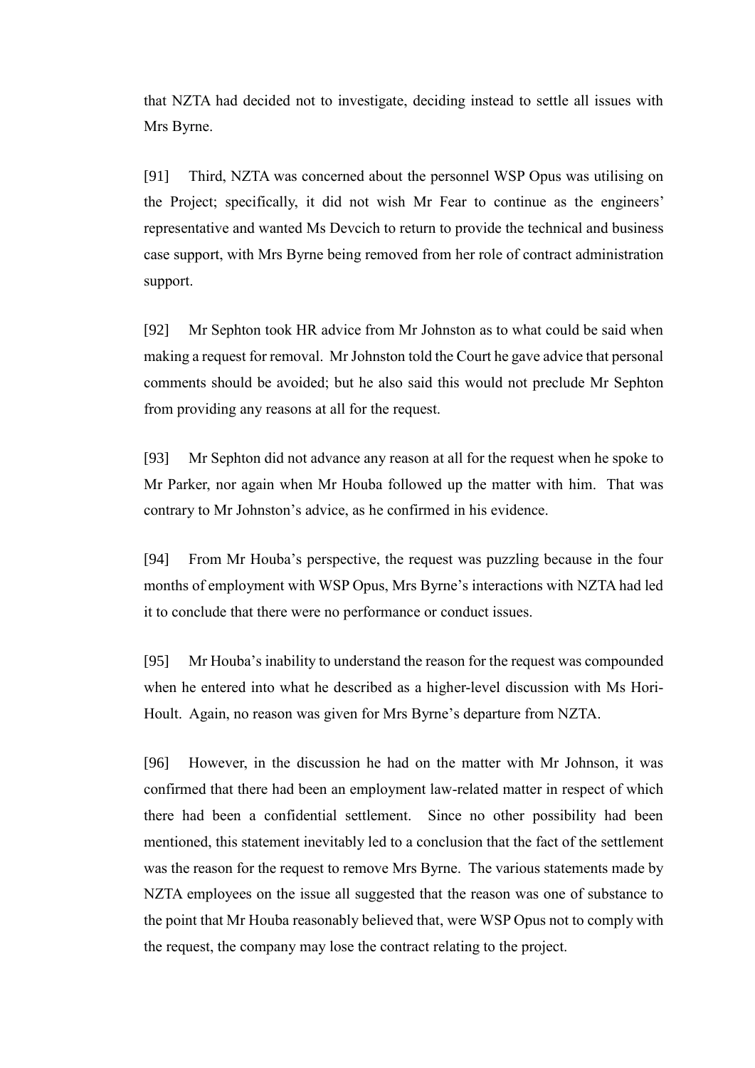that NZTA had decided not to investigate, deciding instead to settle all issues with Mrs Byrne.

[91] Third, NZTA was concerned about the personnel WSP Opus was utilising on the Project; specifically, it did not wish Mr Fear to continue as the engineers' representative and wanted Ms Devcich to return to provide the technical and business case support, with Mrs Byrne being removed from her role of contract administration support.

[92] Mr Sephton took HR advice from Mr Johnston as to what could be said when making a request for removal. Mr Johnston told the Court he gave advice that personal comments should be avoided; but he also said this would not preclude Mr Sephton from providing any reasons at all for the request.

[93] Mr Sephton did not advance any reason at all for the request when he spoke to Mr Parker, nor again when Mr Houba followed up the matter with him. That was contrary to Mr Johnston's advice, as he confirmed in his evidence.

[94] From Mr Houba's perspective, the request was puzzling because in the four months of employment with WSP Opus, Mrs Byrne's interactions with NZTA had led it to conclude that there were no performance or conduct issues.

[95] Mr Houba's inability to understand the reason for the request was compounded when he entered into what he described as a higher-level discussion with Ms Hori-Hoult. Again, no reason was given for Mrs Byrne's departure from NZTA.

[96] However, in the discussion he had on the matter with Mr Johnson, it was confirmed that there had been an employment law-related matter in respect of which there had been a confidential settlement. Since no other possibility had been mentioned, this statement inevitably led to a conclusion that the fact of the settlement was the reason for the request to remove Mrs Byrne. The various statements made by NZTA employees on the issue all suggested that the reason was one of substance to the point that Mr Houba reasonably believed that, were WSP Opus not to comply with the request, the company may lose the contract relating to the project.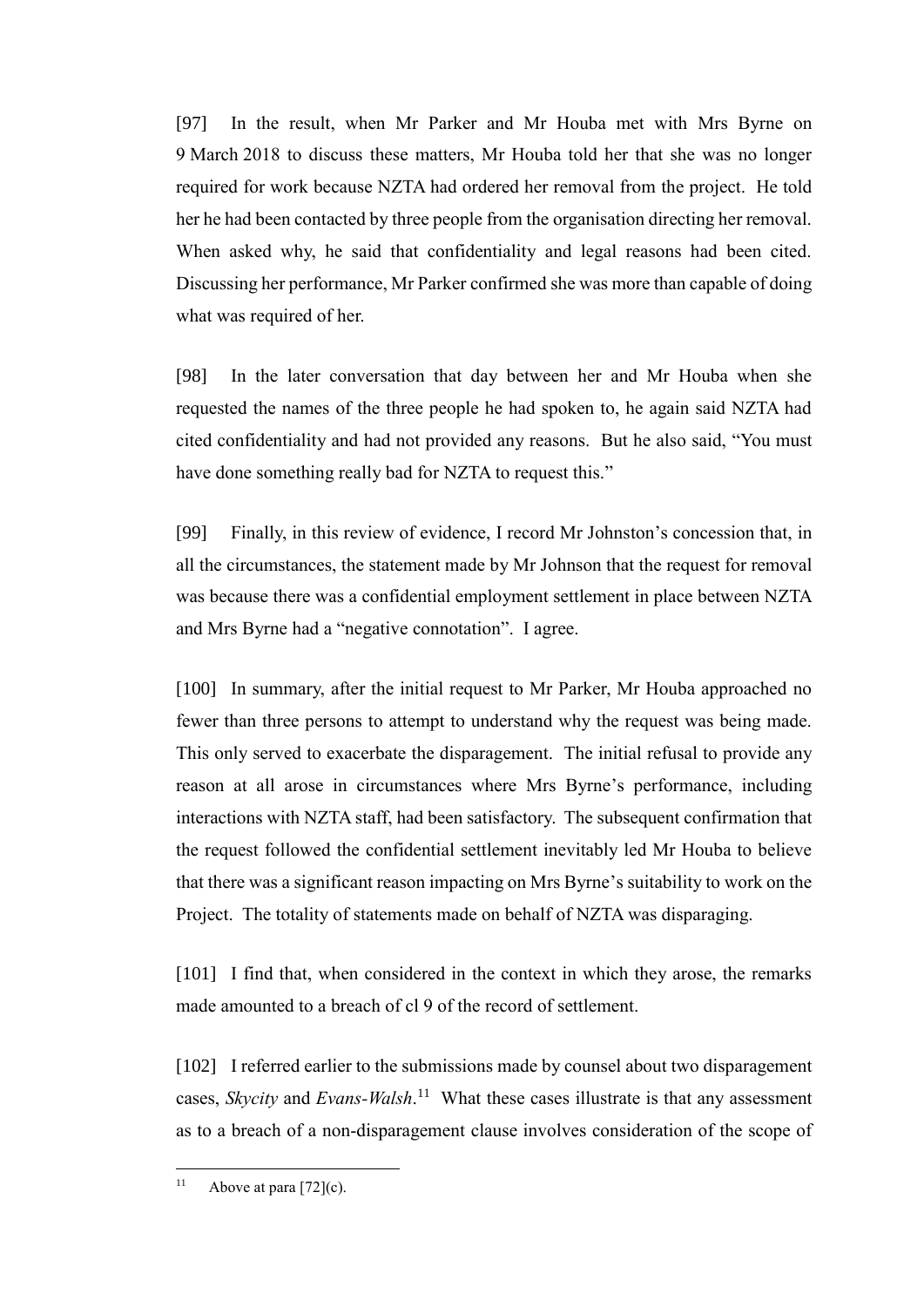[97] In the result, when Mr Parker and Mr Houba met with Mrs Byrne on 9 March 2018 to discuss these matters, Mr Houba told her that she was no longer required for work because NZTA had ordered her removal from the project. He told her he had been contacted by three people from the organisation directing her removal. When asked why, he said that confidentiality and legal reasons had been cited. Discussing her performance, Mr Parker confirmed she was more than capable of doing what was required of her.

[98] In the later conversation that day between her and Mr Houba when she requested the names of the three people he had spoken to, he again said NZTA had cited confidentiality and had not provided any reasons. But he also said, "You must have done something really bad for NZTA to request this."

[99] Finally, in this review of evidence, I record Mr Johnston's concession that, in all the circumstances, the statement made by Mr Johnson that the request for removal was because there was a confidential employment settlement in place between NZTA and Mrs Byrne had a "negative connotation". I agree.

[100] In summary, after the initial request to Mr Parker, Mr Houba approached no fewer than three persons to attempt to understand why the request was being made. This only served to exacerbate the disparagement. The initial refusal to provide any reason at all arose in circumstances where Mrs Byrne's performance, including interactions with NZTA staff, had been satisfactory. The subsequent confirmation that the request followed the confidential settlement inevitably led Mr Houba to believe that there was a significant reason impacting on Mrs Byrne's suitability to work on the Project. The totality of statements made on behalf of NZTA was disparaging.

[101] I find that, when considered in the context in which they arose, the remarks made amounted to a breach of cl 9 of the record of settlement.

[102] I referred earlier to the submissions made by counsel about two disparagement cases, *Skycity* and *Evans-Walsh*.[11] What these cases illustrate is that any assessment as to a breach of a non-disparagement clause involves consideration of the scope of

[11] Above at para [72](c).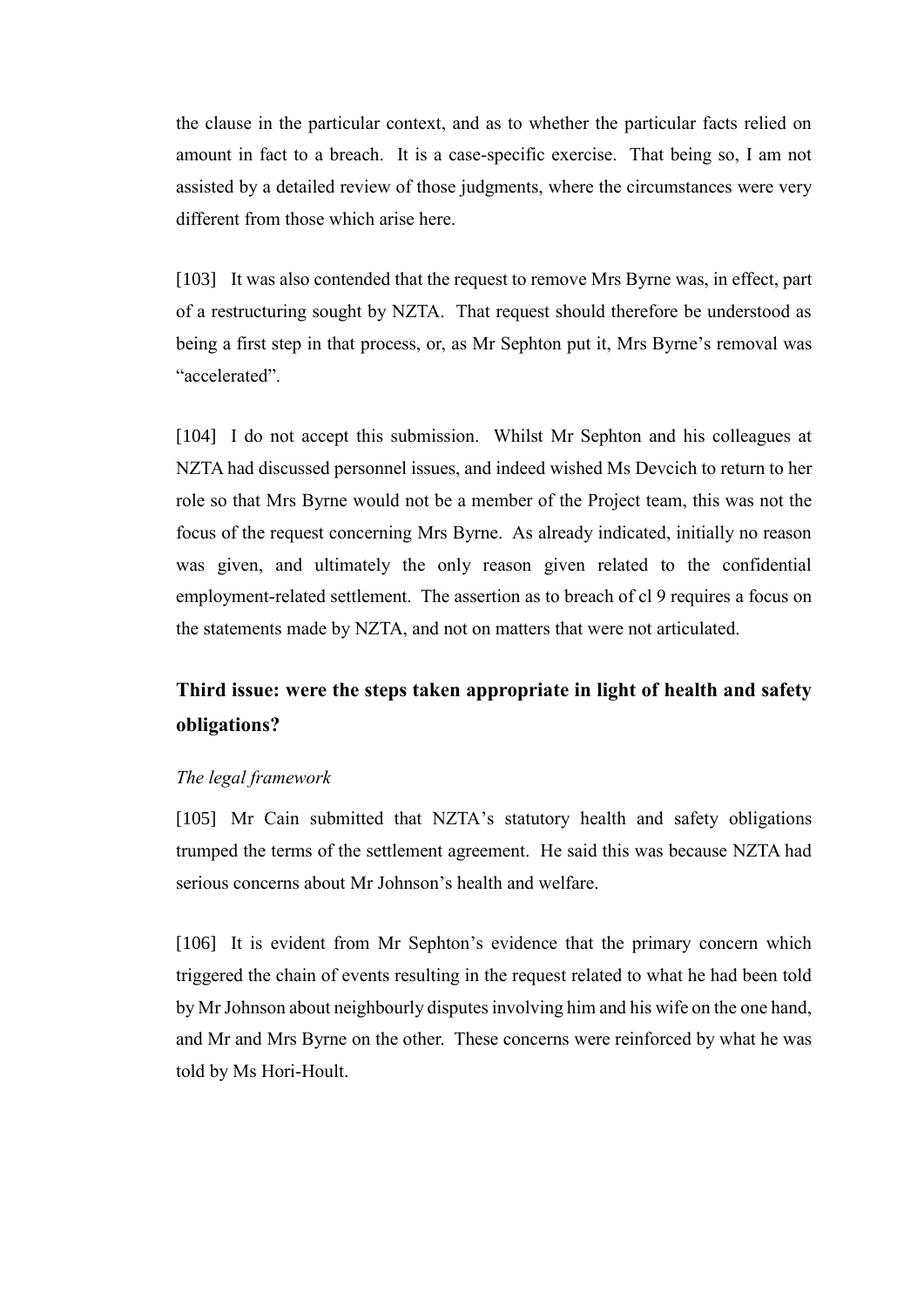the clause in the particular context, and as to whether the particular facts relied on amount in fact to a breach. It is a case-specific exercise. That being so, I am not assisted by a detailed review of those judgments, where the circumstances were very different from those which arise here.

[103] It was also contended that the request to remove Mrs Byrne was, in effect, part of a restructuring sought by NZTA. That request should therefore be understood as being a first step in that process, or, as Mr Sephton put it, Mrs Byrne's removal was "accelerated".

[104] I do not accept this submission. Whilst Mr Sephton and his colleagues at NZTA had discussed personnel issues, and indeed wished Ms Devcich to return to her role so that Mrs Byrne would not be a member of the Project team, this was not the focus of the request concerning Mrs Byrne. As already indicated, initially no reason was given, and ultimately the only reason given related to the confidential employment-related settlement. The assertion as to breach of cl 9 requires a focus on the statements made by NZTA, and not on matters that were not articulated.

## Third issue: were the steps taken appropriate in light of health and safety obligations?

*The legal framework*

[105] Mr Cain submitted that NZTA's statutory health and safety obligations trumped the terms of the settlement agreement. He said this was because NZTA had serious concerns about Mr Johnson's health and welfare.

[106] It is evident from Mr Sephton's evidence that the primary concern which triggered the chain of events resulting in the request related to what he had been told by Mr Johnson about neighbourly disputes involving him and his wife on the one hand, and Mr and Mrs Byrne on the other. These concerns were reinforced by what he was told by Ms Hori-Hoult.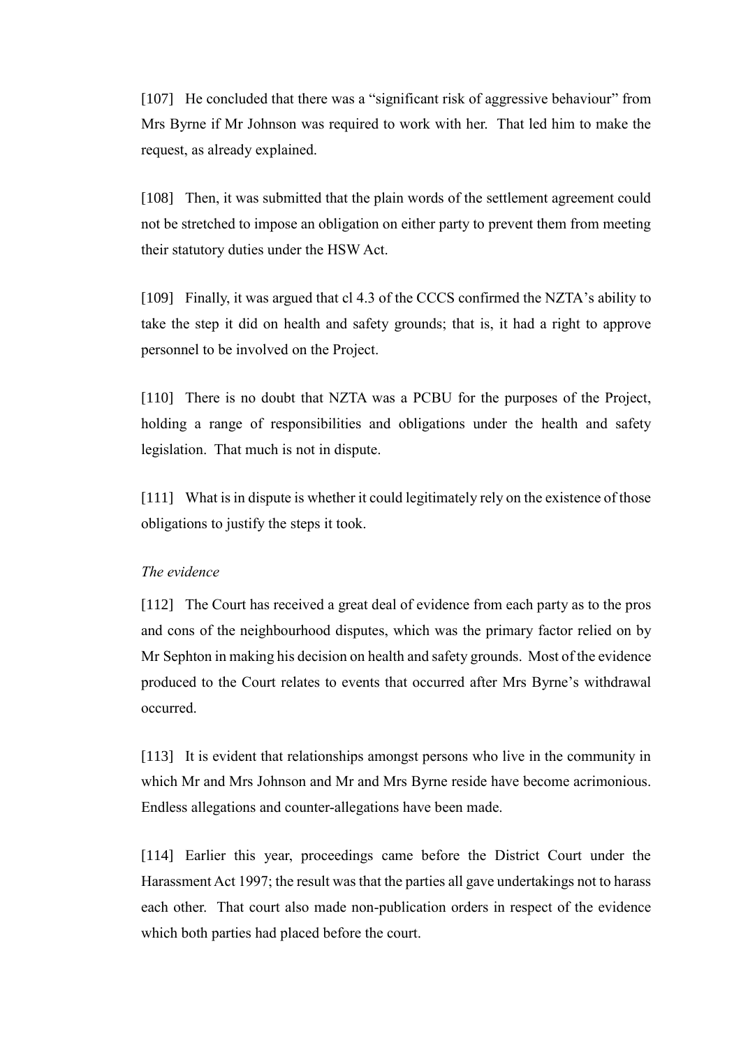[107] He concluded that there was a "significant risk of aggressive behaviour" from Mrs Byrne if Mr Johnson was required to work with her. That led him to make the request, as already explained.

[108] Then, it was submitted that the plain words of the settlement agreement could not be stretched to impose an obligation on either party to prevent them from meeting their statutory duties under the HSW Act.

[109] Finally, it was argued that cl 4.3 of the CCCS confirmed the NZTA's ability to take the step it did on health and safety grounds; that is, it had a right to approve personnel to be involved on the Project.

[110] There is no doubt that NZTA was a PCBU for the purposes of the Project, holding a range of responsibilities and obligations under the health and safety legislation. That much is not in dispute.

[111] What is in dispute is whether it could legitimately rely on the existence of those obligations to justify the steps it took.

*The evidence*

[112] The Court has received a great deal of evidence from each party as to the pros and cons of the neighbourhood disputes, which was the primary factor relied on by Mr Sephton in making his decision on health and safety grounds. Most of the evidence produced to the Court relates to events that occurred after Mrs Byrne's withdrawal occurred.

[113] It is evident that relationships amongst persons who live in the community in which Mr and Mrs Johnson and Mr and Mrs Byrne reside have become acrimonious. Endless allegations and counter-allegations have been made.

[114] Earlier this year, proceedings came before the District Court under the Harassment Act 1997; the result was that the parties all gave undertakings not to harass each other. That court also made non-publication orders in respect of the evidence which both parties had placed before the court.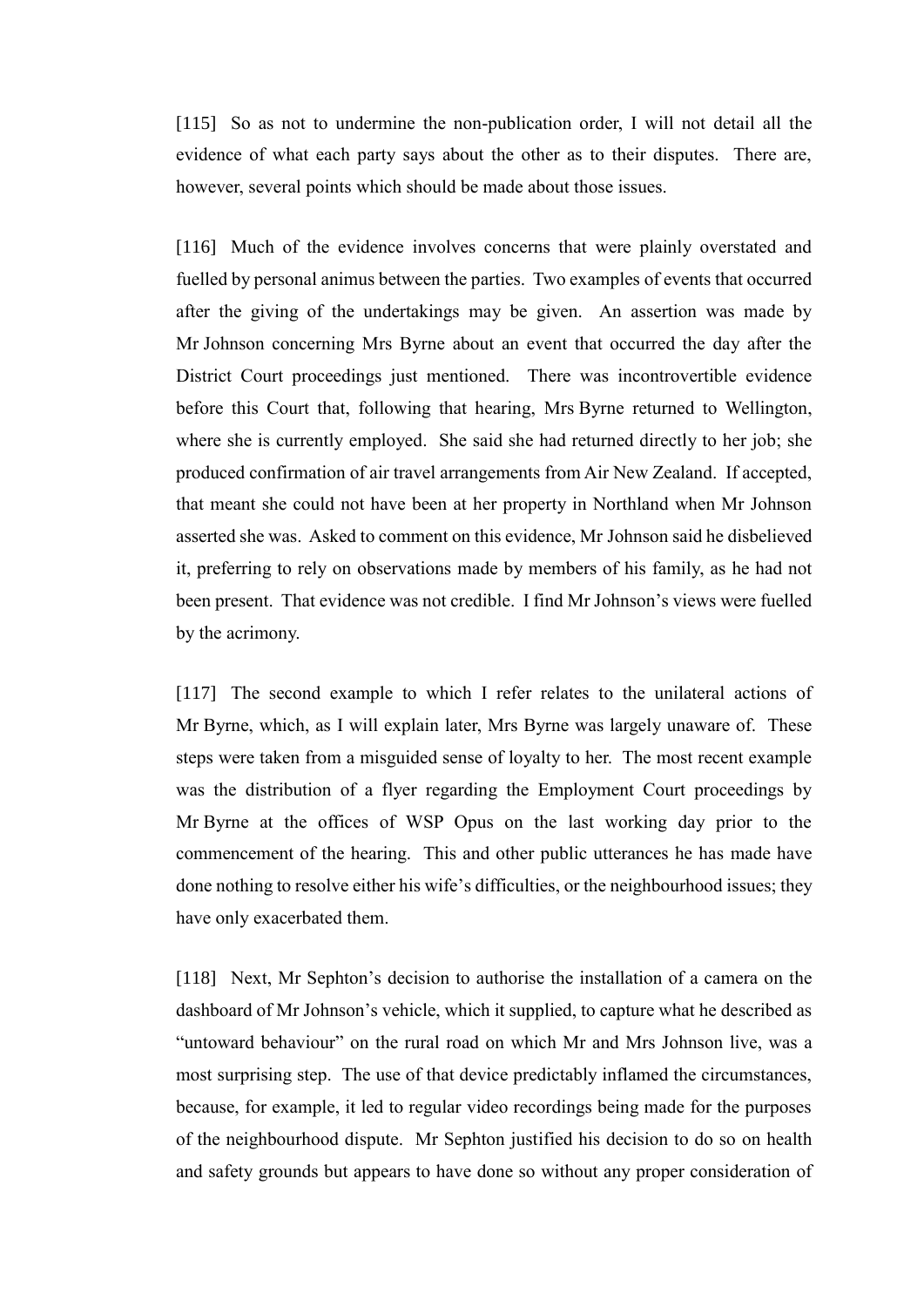[115] So as not to undermine the non-publication order, I will not detail all the evidence of what each party says about the other as to their disputes. There are, however, several points which should be made about those issues.

[116] Much of the evidence involves concerns that were plainly overstated and fuelled by personal animus between the parties. Two examples of events that occurred after the giving of the undertakings may be given. An assertion was made by Mr Johnson concerning Mrs Byrne about an event that occurred the day after the District Court proceedings just mentioned. There was incontrovertible evidence before this Court that, following that hearing, Mrs Byrne returned to Wellington, where she is currently employed. She said she had returned directly to her job; she produced confirmation of air travel arrangements from Air New Zealand. If accepted, that meant she could not have been at her property in Northland when Mr Johnson asserted she was. Asked to comment on this evidence, Mr Johnson said he disbelieved it, preferring to rely on observations made by members of his family, as he had not been present. That evidence was not credible. I find Mr Johnson's views were fuelled by the acrimony.

[117] The second example to which I refer relates to the unilateral actions of Mr Byrne, which, as I will explain later, Mrs Byrne was largely unaware of. These steps were taken from a misguided sense of loyalty to her. The most recent example was the distribution of a flyer regarding the Employment Court proceedings by Mr Byrne at the offices of WSP Opus on the last working day prior to the commencement of the hearing. This and other public utterances he has made have done nothing to resolve either his wife's difficulties, or the neighbourhood issues; they have only exacerbated them.

[118] Next, Mr Sephton's decision to authorise the installation of a camera on the dashboard of Mr Johnson's vehicle, which it supplied, to capture what he described as "untoward behaviour" on the rural road on which Mr and Mrs Johnson live, was a most surprising step. The use of that device predictably inflamed the circumstances, because, for example, it led to regular video recordings being made for the purposes of the neighbourhood dispute. Mr Sephton justified his decision to do so on health and safety grounds but appears to have done so without any proper consideration of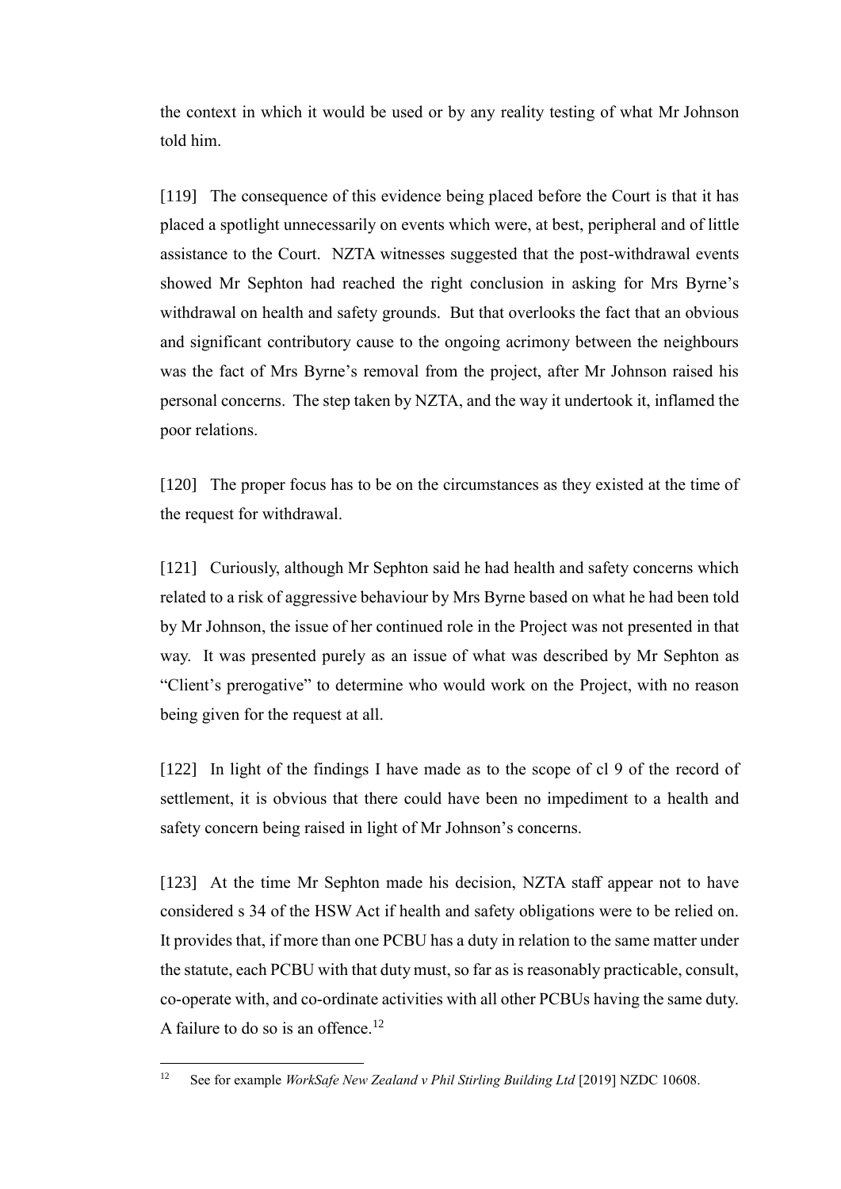the context in which it would be used or by any reality testing of what Mr Johnson told him.

[119] The consequence of this evidence being placed before the Court is that it has placed a spotlight unnecessarily on events which were, at best, peripheral and of little assistance to the Court. NZTA witnesses suggested that the post-withdrawal events showed Mr Sephton had reached the right conclusion in asking for Mrs Byrne's withdrawal on health and safety grounds. But that overlooks the fact that an obvious and significant contributory cause to the ongoing acrimony between the neighbours was the fact of Mrs Byrne's removal from the project, after Mr Johnson raised his personal concerns. The step taken by NZTA, and the way it undertook it, inflamed the poor relations.

[120] The proper focus has to be on the circumstances as they existed at the time of the request for withdrawal.

[121] Curiously, although Mr Sephton said he had health and safety concerns which related to a risk of aggressive behaviour by Mrs Byrne based on what he had been told by Mr Johnson, the issue of her continued role in the Project was not presented in that way. It was presented purely as an issue of what was described by Mr Sephton as "Client's prerogative" to determine who would work on the Project, with no reason being given for the request at all.

[122] In light of the findings I have made as to the scope of cl 9 of the record of settlement, it is obvious that there could have been no impediment to a health and safety concern being raised in light of Mr Johnson's concerns.

[123] At the time Mr Sephton made his decision, NZTA staff appear not to have considered s 34 of the HSW Act if health and safety obligations were to be relied on. It provides that, if more than one PCBU has a duty in relation to the same matter under the statute, each PCBU with that duty must, so far as is reasonably practicable, consult, co-operate with, and co-ordinate activities with all other PCBUs having the same duty. A failure to do so is an offence.[12]

---

[12] See for example *WorkSafe New Zealand v Phil Stirling Building Ltd* [2019] NZDC 10608.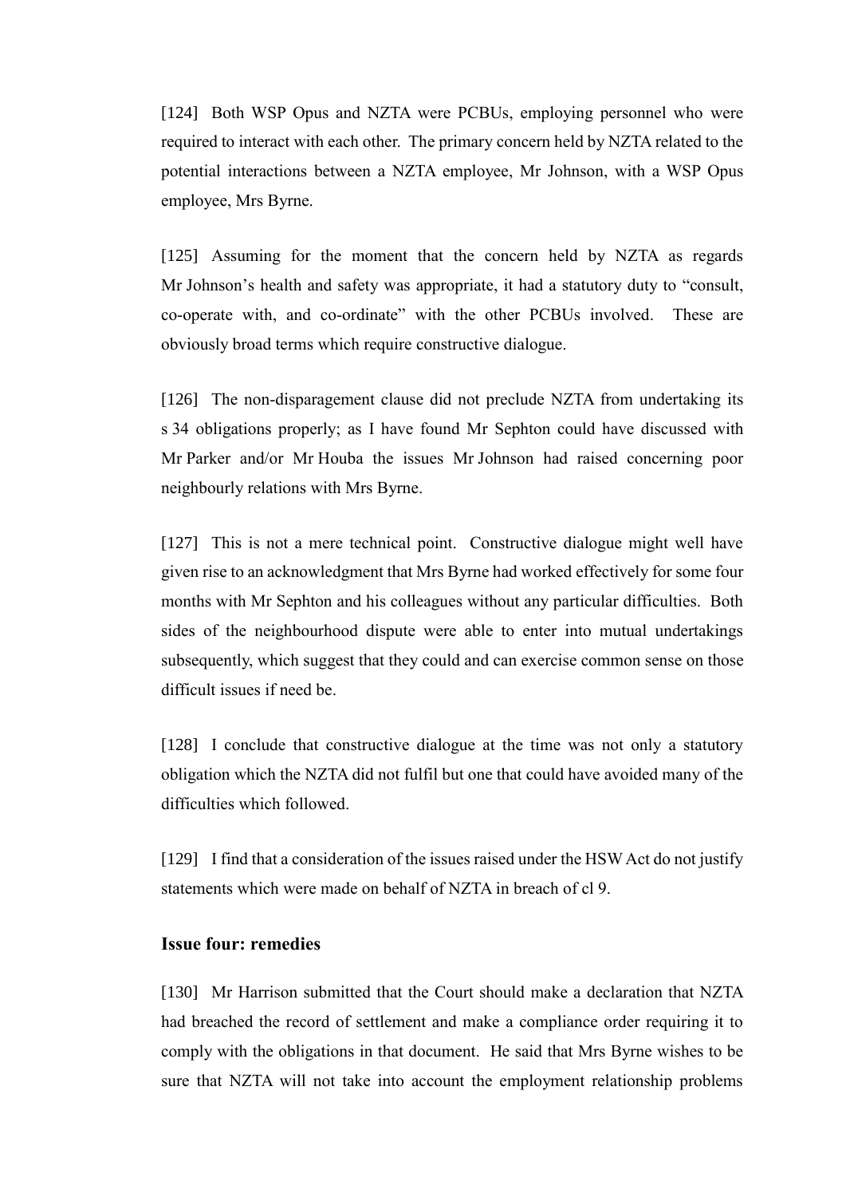[124] Both WSP Opus and NZTA were PCBUs, employing personnel who were required to interact with each other. The primary concern held by NZTA related to the potential interactions between a NZTA employee, Mr Johnson, with a WSP Opus employee, Mrs Byrne.

[125] Assuming for the moment that the concern held by NZTA as regards Mr Johnson's health and safety was appropriate, it had a statutory duty to "consult, co-operate with, and co-ordinate" with the other PCBUs involved. These are obviously broad terms which require constructive dialogue.

[126] The non-disparagement clause did not preclude NZTA from undertaking its s 34 obligations properly; as I have found Mr Sephton could have discussed with Mr Parker and/or Mr Houba the issues Mr Johnson had raised concerning poor neighbourly relations with Mrs Byrne.

[127] This is not a mere technical point. Constructive dialogue might well have given rise to an acknowledgment that Mrs Byrne had worked effectively for some four months with Mr Sephton and his colleagues without any particular difficulties. Both sides of the neighbourhood dispute were able to enter into mutual undertakings subsequently, which suggest that they could and can exercise common sense on those difficult issues if need be.

[128] I conclude that constructive dialogue at the time was not only a statutory obligation which the NZTA did not fulfil but one that could have avoided many of the difficulties which followed.

[129] I find that a consideration of the issues raised under the HSW Act do not justify statements which were made on behalf of NZTA in breach of cl 9.

### Issue four: remedies

[130] Mr Harrison submitted that the Court should make a declaration that NZTA had breached the record of settlement and make a compliance order requiring it to comply with the obligations in that document. He said that Mrs Byrne wishes to be sure that NZTA will not take into account the employment relationship problems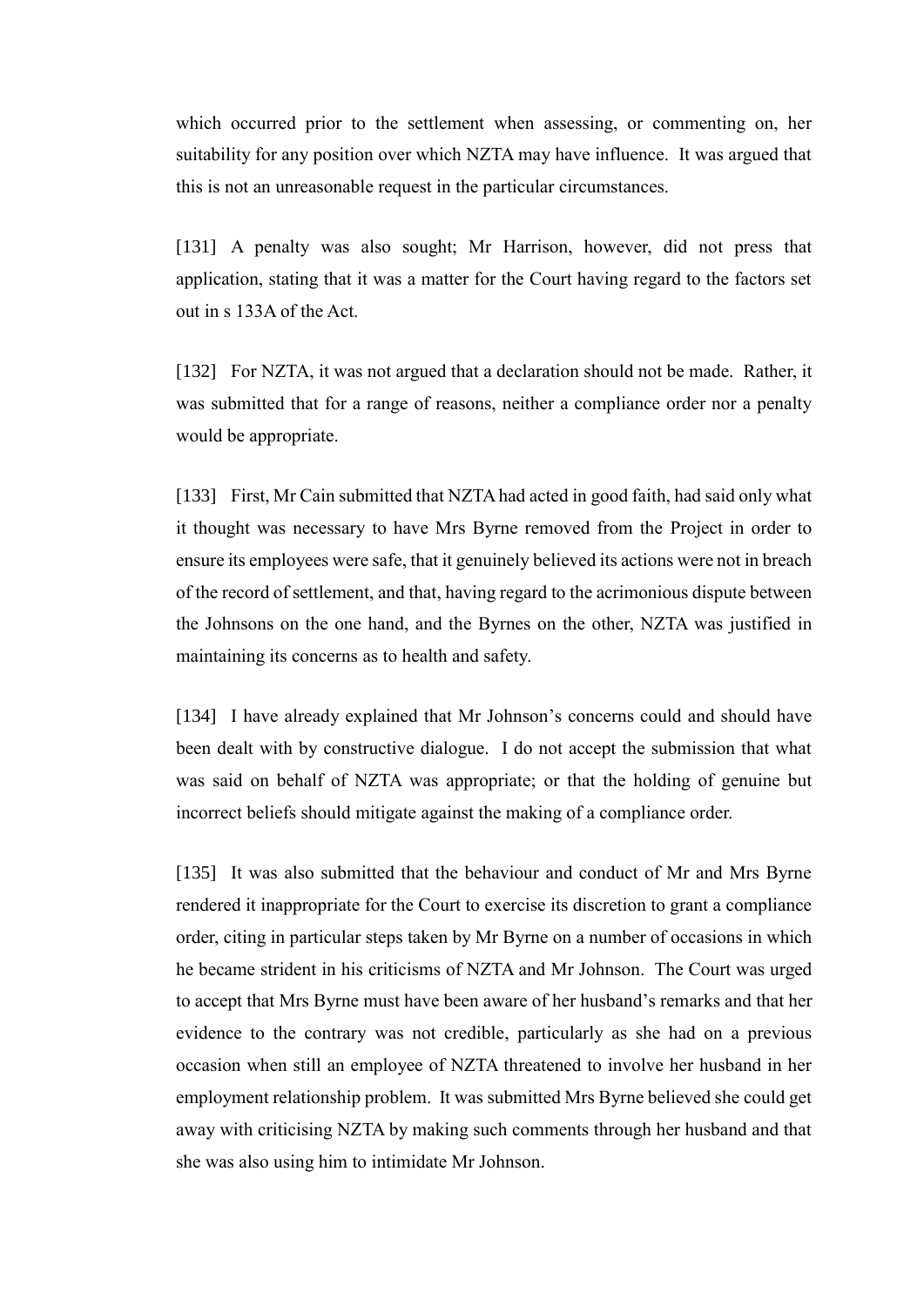which occurred prior to the settlement when assessing, or commenting on, her suitability for any position over which NZTA may have influence. It was argued that this is not an unreasonable request in the particular circumstances.

[131] A penalty was also sought; Mr Harrison, however, did not press that application, stating that it was a matter for the Court having regard to the factors set out in s 133A of the Act.

[132] For NZTA, it was not argued that a declaration should not be made. Rather, it was submitted that for a range of reasons, neither a compliance order nor a penalty would be appropriate.

[133] First, Mr Cain submitted that NZTA had acted in good faith, had said only what it thought was necessary to have Mrs Byrne removed from the Project in order to ensure its employees were safe, that it genuinely believed its actions were not in breach of the record of settlement, and that, having regard to the acrimonious dispute between the Johnsons on the one hand, and the Byrnes on the other, NZTA was justified in maintaining its concerns as to health and safety.

[134] I have already explained that Mr Johnson's concerns could and should have been dealt with by constructive dialogue. I do not accept the submission that what was said on behalf of NZTA was appropriate; or that the holding of genuine but incorrect beliefs should mitigate against the making of a compliance order.

[135] It was also submitted that the behaviour and conduct of Mr and Mrs Byrne rendered it inappropriate for the Court to exercise its discretion to grant a compliance order, citing in particular steps taken by Mr Byrne on a number of occasions in which he became strident in his criticisms of NZTA and Mr Johnson. The Court was urged to accept that Mrs Byrne must have been aware of her husband's remarks and that her evidence to the contrary was not credible, particularly as she had on a previous occasion when still an employee of NZTA threatened to involve her husband in her employment relationship problem. It was submitted Mrs Byrne believed she could get away with criticising NZTA by making such comments through her husband and that she was also using him to intimidate Mr Johnson.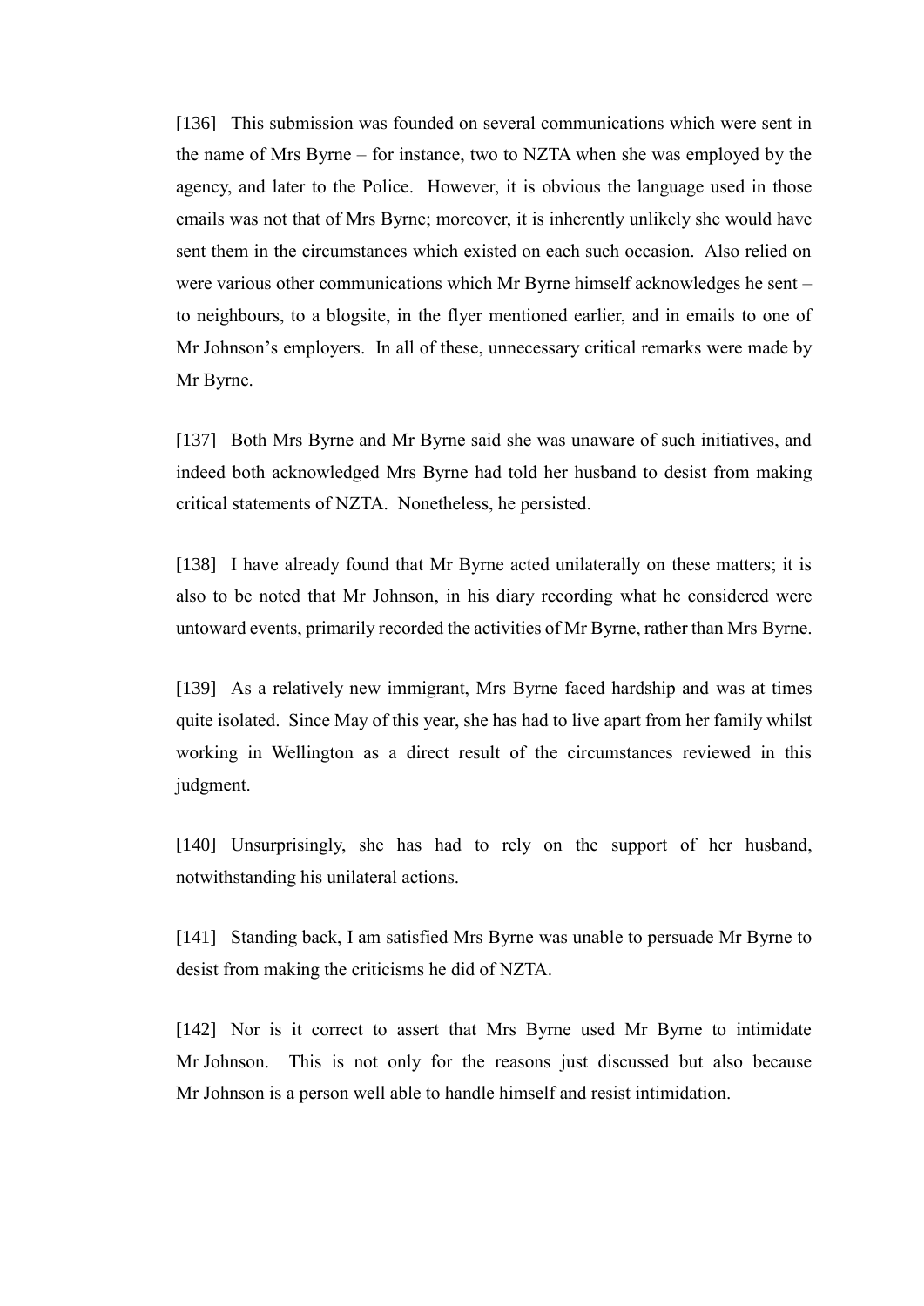[136] This submission was founded on several communications which were sent in the name of Mrs Byrne – for instance, two to NZTA when she was employed by the agency, and later to the Police. However, it is obvious the language used in those emails was not that of Mrs Byrne; moreover, it is inherently unlikely she would have sent them in the circumstances which existed on each such occasion. Also relied on were various other communications which Mr Byrne himself acknowledges he sent – to neighbours, to a blogsite, in the flyer mentioned earlier, and in emails to one of Mr Johnson's employers. In all of these, unnecessary critical remarks were made by Mr Byrne.

[137] Both Mrs Byrne and Mr Byrne said she was unaware of such initiatives, and indeed both acknowledged Mrs Byrne had told her husband to desist from making critical statements of NZTA. Nonetheless, he persisted.

[138] I have already found that Mr Byrne acted unilaterally on these matters; it is also to be noted that Mr Johnson, in his diary recording what he considered were untoward events, primarily recorded the activities of Mr Byrne, rather than Mrs Byrne.

[139] As a relatively new immigrant, Mrs Byrne faced hardship and was at times quite isolated. Since May of this year, she has had to live apart from her family whilst working in Wellington as a direct result of the circumstances reviewed in this judgment.

[140] Unsurprisingly, she has had to rely on the support of her husband, notwithstanding his unilateral actions.

[141] Standing back, I am satisfied Mrs Byrne was unable to persuade Mr Byrne to desist from making the criticisms he did of NZTA.

[142] Nor is it correct to assert that Mrs Byrne used Mr Byrne to intimidate Mr Johnson. This is not only for the reasons just discussed but also because Mr Johnson is a person well able to handle himself and resist intimidation.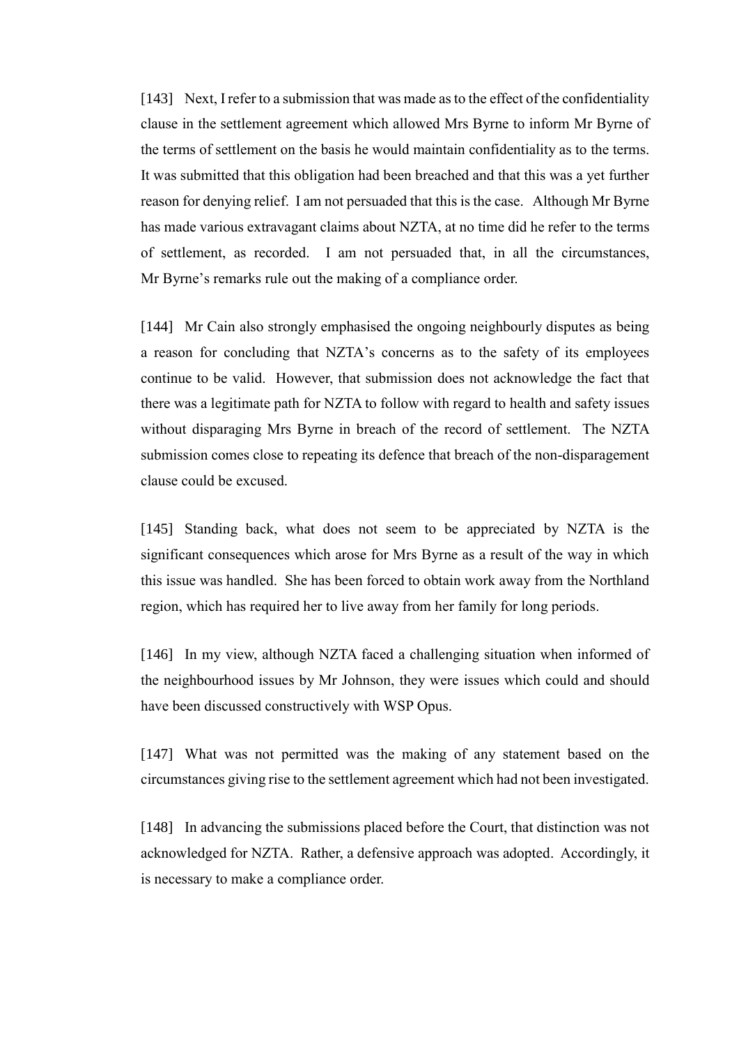[143] Next, I refer to a submission that was made as to the effect of the confidentiality clause in the settlement agreement which allowed Mrs Byrne to inform Mr Byrne of the terms of settlement on the basis he would maintain confidentiality as to the terms. It was submitted that this obligation had been breached and that this was a yet further reason for denying relief. I am not persuaded that this is the case. Although Mr Byrne has made various extravagant claims about NZTA, at no time did he refer to the terms of settlement, as recorded. I am not persuaded that, in all the circumstances, Mr Byrne's remarks rule out the making of a compliance order.

[144] Mr Cain also strongly emphasised the ongoing neighbourly disputes as being a reason for concluding that NZTA's concerns as to the safety of its employees continue to be valid. However, that submission does not acknowledge the fact that there was a legitimate path for NZTA to follow with regard to health and safety issues without disparaging Mrs Byrne in breach of the record of settlement. The NZTA submission comes close to repeating its defence that breach of the non-disparagement clause could be excused.

[145] Standing back, what does not seem to be appreciated by NZTA is the significant consequences which arose for Mrs Byrne as a result of the way in which this issue was handled. She has been forced to obtain work away from the Northland region, which has required her to live away from her family for long periods.

[146] In my view, although NZTA faced a challenging situation when informed of the neighbourhood issues by Mr Johnson, they were issues which could and should have been discussed constructively with WSP Opus.

[147] What was not permitted was the making of any statement based on the circumstances giving rise to the settlement agreement which had not been investigated.

[148] In advancing the submissions placed before the Court, that distinction was not acknowledged for NZTA. Rather, a defensive approach was adopted. Accordingly, it is necessary to make a compliance order.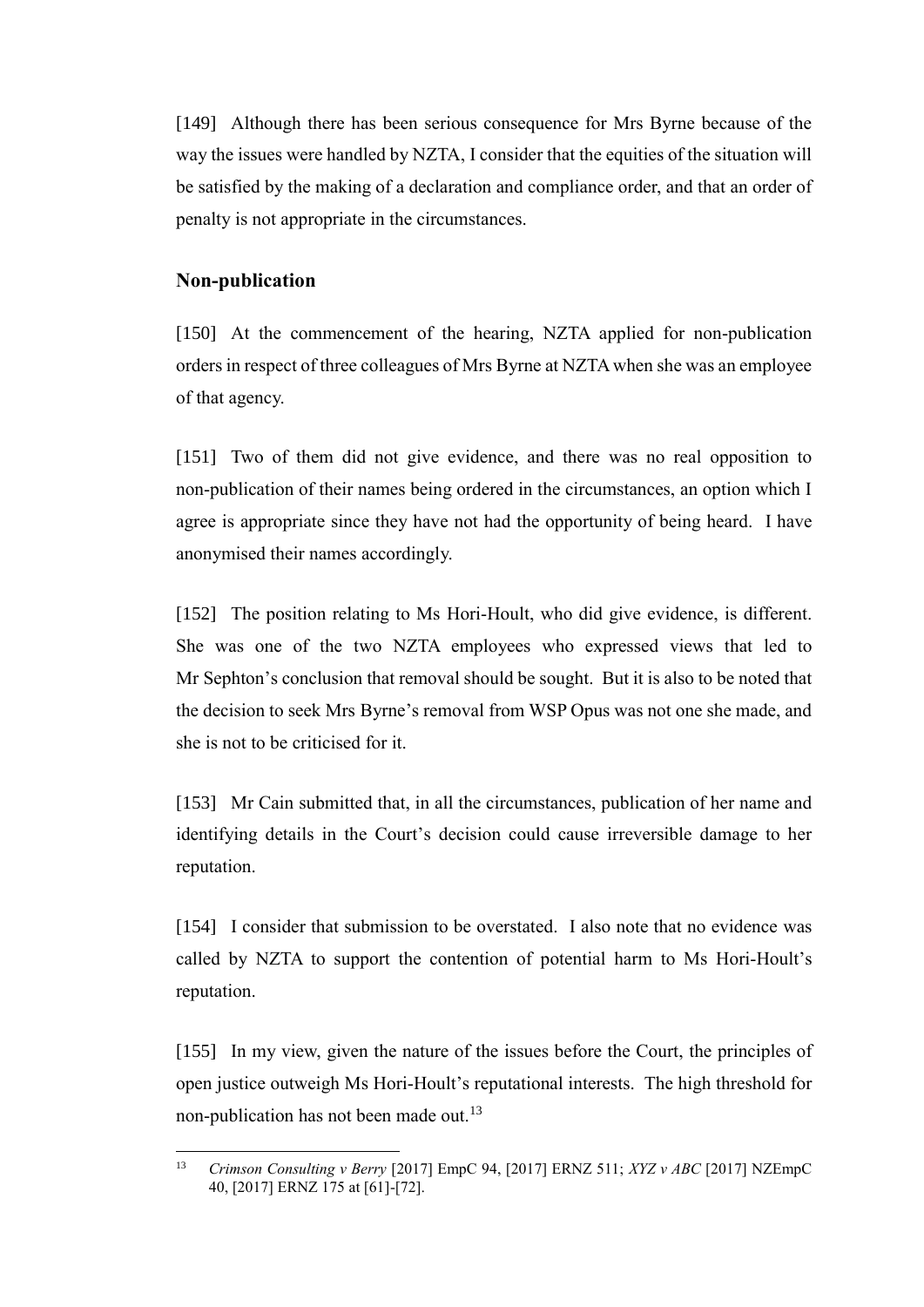[149] Although there has been serious consequence for Mrs Byrne because of the way the issues were handled by NZTA, I consider that the equities of the situation will be satisfied by the making of a declaration and compliance order, and that an order of penalty is not appropriate in the circumstances.

## Non-publication

[150] At the commencement of the hearing, NZTA applied for non-publication orders in respect of three colleagues of Mrs Byrne at NZTA when she was an employee of that agency.

[151] Two of them did not give evidence, and there was no real opposition to non-publication of their names being ordered in the circumstances, an option which I agree is appropriate since they have not had the opportunity of being heard. I have anonymised their names accordingly.

[152] The position relating to Ms Hori-Hoult, who did give evidence, is different. She was one of the two NZTA employees who expressed views that led to Mr Sephton's conclusion that removal should be sought. But it is also to be noted that the decision to seek Mrs Byrne's removal from WSP Opus was not one she made, and she is not to be criticised for it.

[153] Mr Cain submitted that, in all the circumstances, publication of her name and identifying details in the Court's decision could cause irreversible damage to her reputation.

[154] I consider that submission to be overstated. I also note that no evidence was called by NZTA to support the contention of potential harm to Ms Hori-Hoult's reputation.

[155] In my view, given the nature of the issues before the Court, the principles of open justice outweigh Ms Hori-Hoult's reputational interests. The high threshold for non-publication has not been made out.[13]

---

[13] *Crimson Consulting v Berry* [2017] EmpC 94, [2017] ERNZ 511; *XYZ v ABC* [2017] NZEmpC 40, [2017] ERNZ 175 at [61]-[72].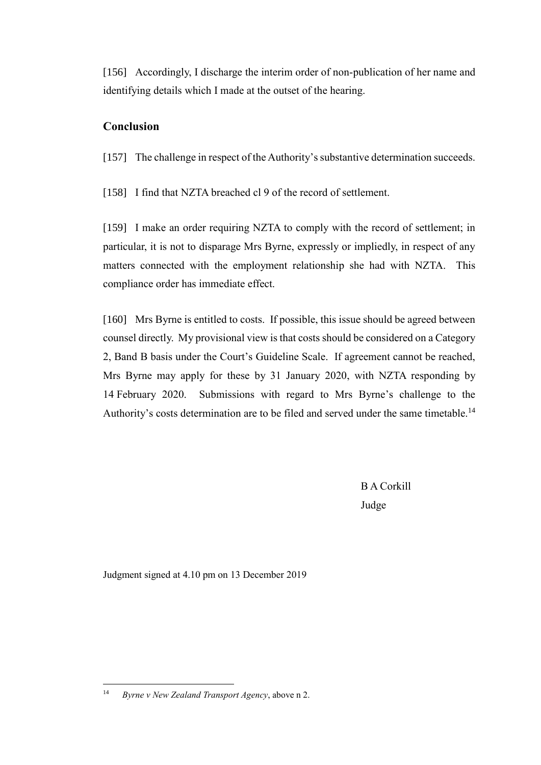[156] Accordingly, I discharge the interim order of non-publication of her name and identifying details which I made at the outset of the hearing.

## Conclusion

[157] The challenge in respect of the Authority's substantive determination succeeds.

[158] I find that NZTA breached cl 9 of the record of settlement.

[159] I make an order requiring NZTA to comply with the record of settlement; in particular, it is not to disparage Mrs Byrne, expressly or impliedly, in respect of any matters connected with the employment relationship she had with NZTA. This compliance order has immediate effect.

[160] Mrs Byrne is entitled to costs. If possible, this issue should be agreed between counsel directly. My provisional view is that costs should be considered on a Category 2, Band B basis under the Court's Guideline Scale. If agreement cannot be reached, Mrs Byrne may apply for these by 31 January 2020, with NZTA responding by 14 February 2020. Submissions with regard to Mrs Byrne's challenge to the Authority's costs determination are to be filed and served under the same timetable.[14]

B A Corkill
Judge

Judgment signed at 4.10 pm on 13 December 2019

---

[14] *Byrne v New Zealand Transport Agency*, above n 2.